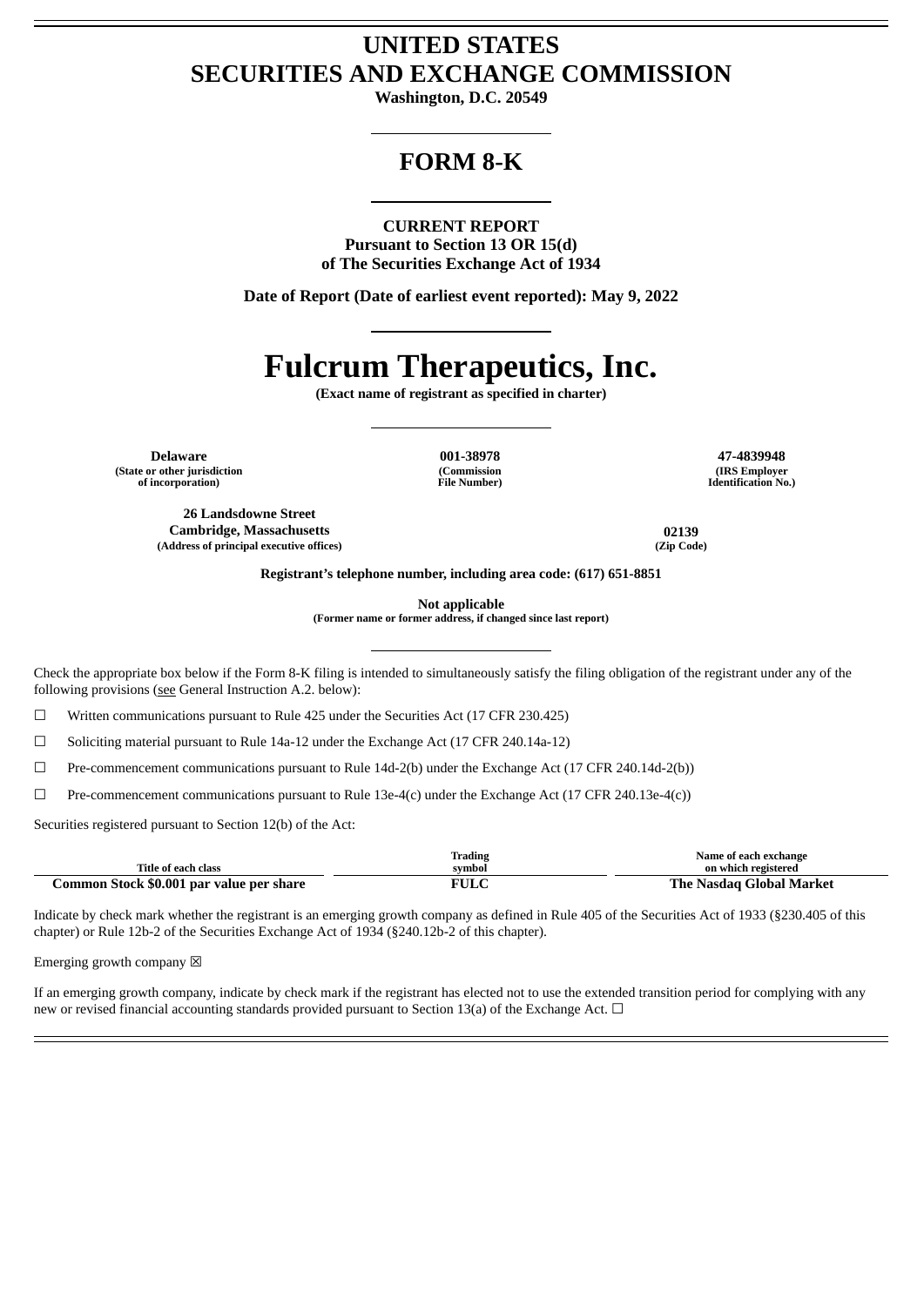# UNITED STATES
# SECURITIES AND EXCHANGE COMMISSION

**Washington, D.C. 20549**

## FORM 8-K

**CURRENT REPORT**
**Pursuant to Section 13 OR 15(d)**
**of The Securities Exchange Act of 1934**

**Date of Report (Date of earliest event reported): May 9, 2022**

# Fulcrum Therapeutics, Inc.

**(Exact name of registrant as specified in charter)**

| Delaware | 001-38978 | 47-4839948 |
|---|---|---|
| (State or other jurisdiction of incorporation) | (Commission File Number) | (IRS Employer Identification No.) |

| 26 Landsdowne Street Cambridge, Massachusetts | 02139 |
|---|---|
| (Address of principal executive offices) | (Zip Code) |

**Registrant's telephone number, including area code: (617) 651-8851**

**Not applicable**
**(Former name or former address, if changed since last report)**

Check the appropriate box below if the Form 8-K filing is intended to simultaneously satisfy the filing obligation of the registrant under any of the following provisions (see General Instruction A.2. below):

☐ Written communications pursuant to Rule 425 under the Securities Act (17 CFR 230.425)

☐ Soliciting material pursuant to Rule 14a-12 under the Exchange Act (17 CFR 240.14a-12)

☐ Pre-commencement communications pursuant to Rule 14d-2(b) under the Exchange Act (17 CFR 240.14d-2(b))

☐ Pre-commencement communications pursuant to Rule 13e-4(c) under the Exchange Act (17 CFR 240.13e-4(c))

Securities registered pursuant to Section 12(b) of the Act:

| Title of each class | Trading symbol | Name of each exchange on which registered |
|---|---|---|
| **Common Stock $0.001 par value per share** | **FULC** | **The Nasdaq Global Market** |

Indicate by check mark whether the registrant is an emerging growth company as defined in Rule 405 of the Securities Act of 1933 (§230.405 of this chapter) or Rule 12b-2 of the Securities Exchange Act of 1934 (§240.12b-2 of this chapter).

Emerging growth company ☒

If an emerging growth company, indicate by check mark if the registrant has elected not to use the extended transition period for complying with any new or revised financial accounting standards provided pursuant to Section 13(a) of the Exchange Act. ☐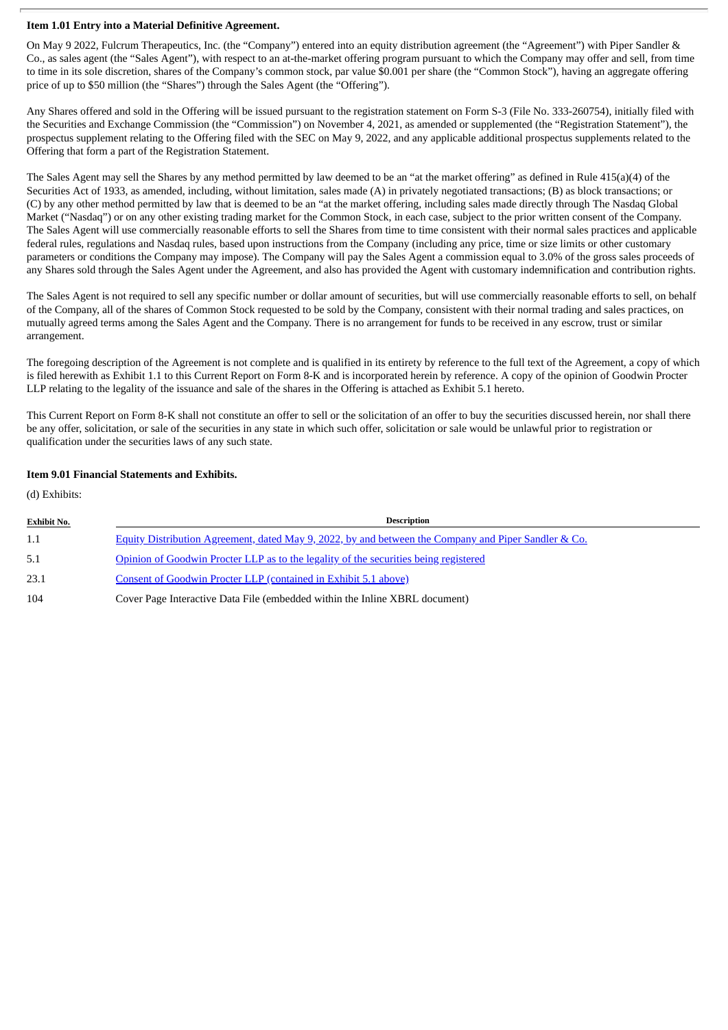### Item 1.01 Entry into a Material Definitive Agreement.

On May 9 2022, Fulcrum Therapeutics, Inc. (the "Company") entered into an equity distribution agreement (the "Agreement") with Piper Sandler & Co., as sales agent (the "Sales Agent"), with respect to an at-the-market offering program pursuant to which the Company may offer and sell, from time to time in its sole discretion, shares of the Company's common stock, par value $0.001 per share (the "Common Stock"), having an aggregate offering price of up to $50 million (the "Shares") through the Sales Agent (the "Offering").

Any Shares offered and sold in the Offering will be issued pursuant to the registration statement on Form S-3 (File No. 333-260754), initially filed with the Securities and Exchange Commission (the "Commission") on November 4, 2021, as amended or supplemented (the "Registration Statement"), the prospectus supplement relating to the Offering filed with the SEC on May 9, 2022, and any applicable additional prospectus supplements related to the Offering that form a part of the Registration Statement.

The Sales Agent may sell the Shares by any method permitted by law deemed to be an "at the market offering" as defined in Rule 415(a)(4) of the Securities Act of 1933, as amended, including, without limitation, sales made (A) in privately negotiated transactions; (B) as block transactions; or (C) by any other method permitted by law that is deemed to be an "at the market offering, including sales made directly through The Nasdaq Global Market ("Nasdaq") or on any other existing trading market for the Common Stock, in each case, subject to the prior written consent of the Company. The Sales Agent will use commercially reasonable efforts to sell the Shares from time to time consistent with their normal sales practices and applicable federal rules, regulations and Nasdaq rules, based upon instructions from the Company (including any price, time or size limits or other customary parameters or conditions the Company may impose). The Company will pay the Sales Agent a commission equal to 3.0% of the gross sales proceeds of any Shares sold through the Sales Agent under the Agreement, and also has provided the Agent with customary indemnification and contribution rights.

The Sales Agent is not required to sell any specific number or dollar amount of securities, but will use commercially reasonable efforts to sell, on behalf of the Company, all of the shares of Common Stock requested to be sold by the Company, consistent with their normal trading and sales practices, on mutually agreed terms among the Sales Agent and the Company. There is no arrangement for funds to be received in any escrow, trust or similar arrangement.

The foregoing description of the Agreement is not complete and is qualified in its entirety by reference to the full text of the Agreement, a copy of which is filed herewith as Exhibit 1.1 to this Current Report on Form 8-K and is incorporated herein by reference. A copy of the opinion of Goodwin Procter LLP relating to the legality of the issuance and sale of the shares in the Offering is attached as Exhibit 5.1 hereto.

This Current Report on Form 8-K shall not constitute an offer to sell or the solicitation of an offer to buy the securities discussed herein, nor shall there be any offer, solicitation, or sale of the securities in any state in which such offer, solicitation or sale would be unlawful prior to registration or qualification under the securities laws of any such state.

### Item 9.01 Financial Statements and Exhibits.

(d) Exhibits:

| Exhibit No. | Description |
|---|---|
| 1.1 | Equity Distribution Agreement, dated May 9, 2022, by and between the Company and Piper Sandler & Co. |
| 5.1 | Opinion of Goodwin Procter LLP as to the legality of the securities being registered |
| 23.1 | Consent of Goodwin Procter LLP (contained in Exhibit 5.1 above) |
| 104 | Cover Page Interactive Data File (embedded within the Inline XBRL document) |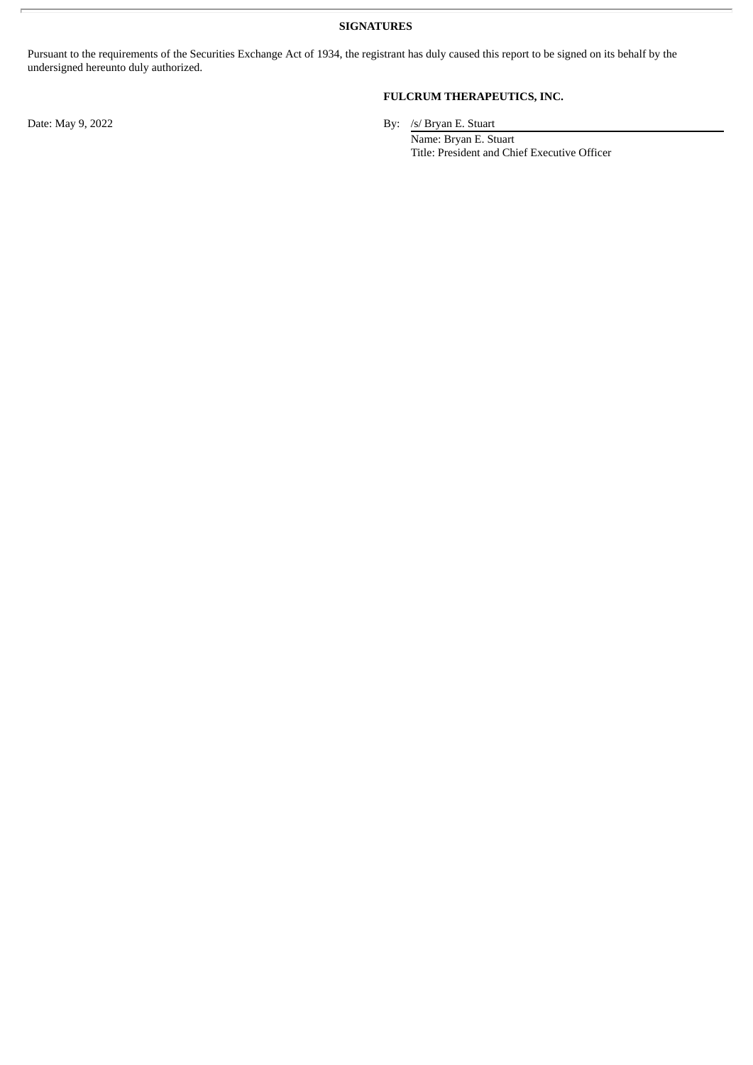## SIGNATURES

Pursuant to the requirements of the Securities Exchange Act of 1934, the registrant has duly caused this report to be signed on its behalf by the undersigned hereunto duly authorized.

**FULCRUM THERAPEUTICS, INC.**

Date: May 9, 2022

By: /s/ Bryan E. Stuart

Name: Bryan E. Stuart

Title: President and Chief Executive Officer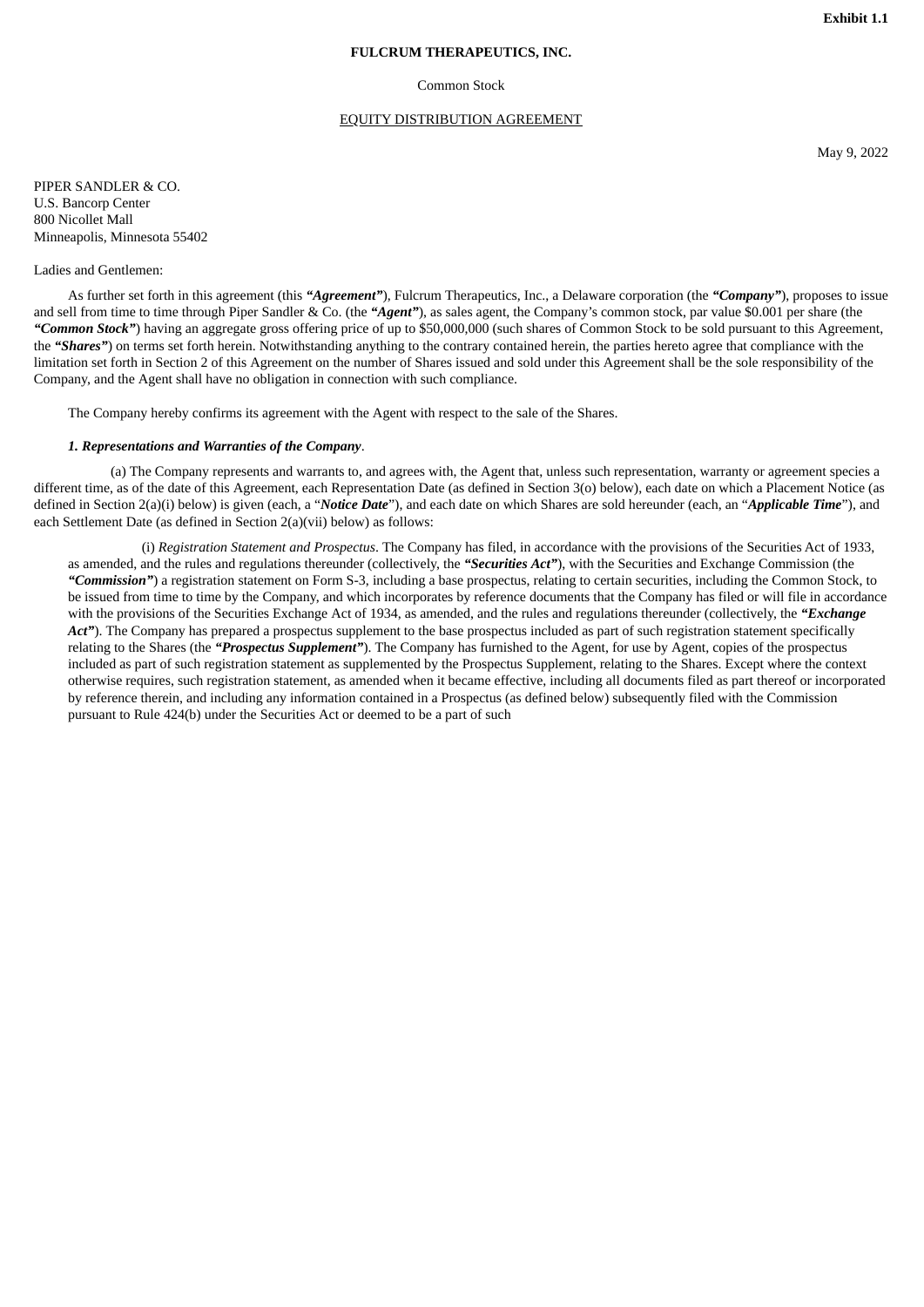**Exhibit 1.1**

**FULCRUM THERAPEUTICS, INC.**

Common Stock

EQUITY DISTRIBUTION AGREEMENT

May 9, 2022

PIPER SANDLER & CO.
U.S. Bancorp Center
800 Nicollet Mall
Minneapolis, Minnesota 55402

Ladies and Gentlemen:

As further set forth in this agreement (this ***"Agreement"***), Fulcrum Therapeutics, Inc., a Delaware corporation (the ***"Company"***), proposes to issue and sell from time to time through Piper Sandler & Co. (the ***"Agent"***), as sales agent, the Company's common stock, par value $0.001 per share (the ***"Common Stock"***) having an aggregate gross offering price of up to $50,000,000 (such shares of Common Stock to be sold pursuant to this Agreement, the ***"Shares"***) on terms set forth herein. Notwithstanding anything to the contrary contained herein, the parties hereto agree that compliance with the limitation set forth in Section 2 of this Agreement on the number of Shares issued and sold under this Agreement shall be the sole responsibility of the Company, and the Agent shall have no obligation in connection with such compliance.

The Company hereby confirms its agreement with the Agent with respect to the sale of the Shares.

***1. Representations and Warranties of the Company***.

(a) The Company represents and warrants to, and agrees with, the Agent that, unless such representation, warranty or agreement species a different time, as of the date of this Agreement, each Representation Date (as defined in Section 3(o) below), each date on which a Placement Notice (as defined in Section 2(a)(i) below) is given (each, a "***Notice Date***"), and each date on which Shares are sold hereunder (each, an "***Applicable Time***"), and each Settlement Date (as defined in Section 2(a)(vii) below) as follows:

(i) *Registration Statement and Prospectus*. The Company has filed, in accordance with the provisions of the Securities Act of 1933, as amended, and the rules and regulations thereunder (collectively, the ***"Securities Act"***), with the Securities and Exchange Commission (the ***"Commission"***) a registration statement on Form S-3, including a base prospectus, relating to certain securities, including the Common Stock, to be issued from time to time by the Company, and which incorporates by reference documents that the Company has filed or will file in accordance with the provisions of the Securities Exchange Act of 1934, as amended, and the rules and regulations thereunder (collectively, the ***"Exchange Act"***). The Company has prepared a prospectus supplement to the base prospectus included as part of such registration statement specifically relating to the Shares (the ***"Prospectus Supplement"***). The Company has furnished to the Agent, for use by Agent, copies of the prospectus included as part of such registration statement as supplemented by the Prospectus Supplement, relating to the Shares. Except where the context otherwise requires, such registration statement, as amended when it became effective, including all documents filed as part thereof or incorporated by reference therein, and including any information contained in a Prospectus (as defined below) subsequently filed with the Commission pursuant to Rule 424(b) under the Securities Act or deemed to be a part of such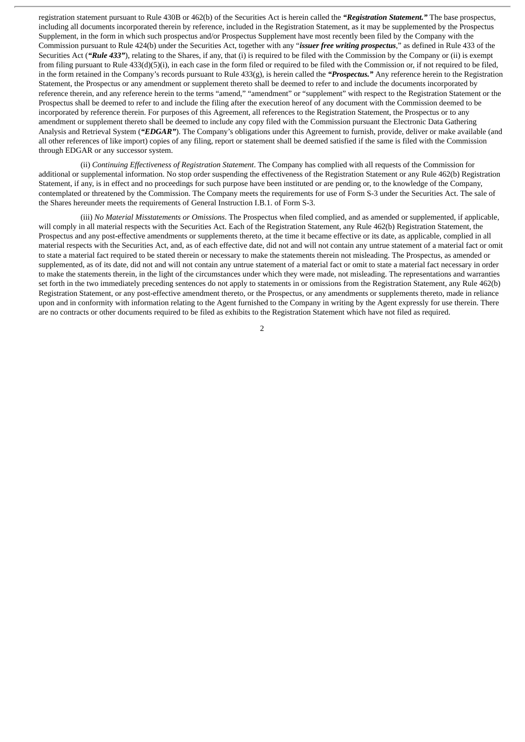registration statement pursuant to Rule 430B or 462(b) of the Securities Act is herein called the ***"Registration Statement."*** The base prospectus, including all documents incorporated therein by reference, included in the Registration Statement, as it may be supplemented by the Prospectus Supplement, in the form in which such prospectus and/or Prospectus Supplement have most recently been filed by the Company with the Commission pursuant to Rule 424(b) under the Securities Act, together with any "***issuer free writing prospectus***," as defined in Rule 433 of the Securities Act (***"Rule 433"***), relating to the Shares, if any, that (i) is required to be filed with the Commission by the Company or (ii) is exempt from filing pursuant to Rule 433(d)(5)(i), in each case in the form filed or required to be filed with the Commission or, if not required to be filed, in the form retained in the Company's records pursuant to Rule 433(g), is herein called the ***"Prospectus."*** Any reference herein to the Registration Statement, the Prospectus or any amendment or supplement thereto shall be deemed to refer to and include the documents incorporated by reference therein, and any reference herein to the terms "amend," "amendment" or "supplement" with respect to the Registration Statement or the Prospectus shall be deemed to refer to and include the filing after the execution hereof of any document with the Commission deemed to be incorporated by reference therein. For purposes of this Agreement, all references to the Registration Statement, the Prospectus or to any amendment or supplement thereto shall be deemed to include any copy filed with the Commission pursuant the Electronic Data Gathering Analysis and Retrieval System (***"EDGAR"***). The Company's obligations under this Agreement to furnish, provide, deliver or make available (and all other references of like import) copies of any filing, report or statement shall be deemed satisfied if the same is filed with the Commission through EDGAR or any successor system.

(ii) *Continuing Effectiveness of Registration Statement*. The Company has complied with all requests of the Commission for additional or supplemental information. No stop order suspending the effectiveness of the Registration Statement or any Rule 462(b) Registration Statement, if any, is in effect and no proceedings for such purpose have been instituted or are pending or, to the knowledge of the Company, contemplated or threatened by the Commission. The Company meets the requirements for use of Form S-3 under the Securities Act. The sale of the Shares hereunder meets the requirements of General Instruction I.B.1. of Form S-3.

(iii) *No Material Misstatements or Omissions*. The Prospectus when filed complied, and as amended or supplemented, if applicable, will comply in all material respects with the Securities Act. Each of the Registration Statement, any Rule 462(b) Registration Statement, the Prospectus and any post-effective amendments or supplements thereto, at the time it became effective or its date, as applicable, complied in all material respects with the Securities Act, and, as of each effective date, did not and will not contain any untrue statement of a material fact or omit to state a material fact required to be stated therein or necessary to make the statements therein not misleading. The Prospectus, as amended or supplemented, as of its date, did not and will not contain any untrue statement of a material fact or omit to state a material fact necessary in order to make the statements therein, in the light of the circumstances under which they were made, not misleading. The representations and warranties set forth in the two immediately preceding sentences do not apply to statements in or omissions from the Registration Statement, any Rule 462(b) Registration Statement, or any post-effective amendment thereto, or the Prospectus, or any amendments or supplements thereto, made in reliance upon and in conformity with information relating to the Agent furnished to the Company in writing by the Agent expressly for use therein. There are no contracts or other documents required to be filed as exhibits to the Registration Statement which have not filed as required.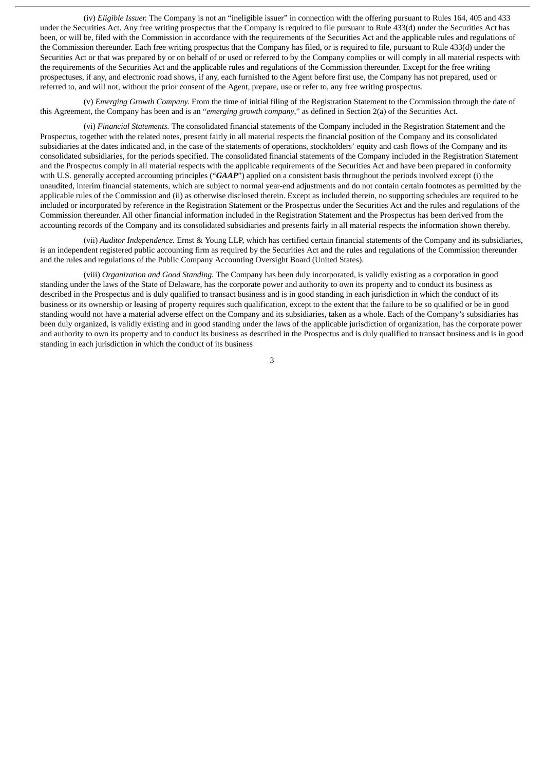(iv) *Eligible Issuer.* The Company is not an "ineligible issuer" in connection with the offering pursuant to Rules 164, 405 and 433 under the Securities Act. Any free writing prospectus that the Company is required to file pursuant to Rule 433(d) under the Securities Act has been, or will be, filed with the Commission in accordance with the requirements of the Securities Act and the applicable rules and regulations of the Commission thereunder. Each free writing prospectus that the Company has filed, or is required to file, pursuant to Rule 433(d) under the Securities Act or that was prepared by or on behalf of or used or referred to by the Company complies or will comply in all material respects with the requirements of the Securities Act and the applicable rules and regulations of the Commission thereunder. Except for the free writing prospectuses, if any, and electronic road shows, if any, each furnished to the Agent before first use, the Company has not prepared, used or referred to, and will not, without the prior consent of the Agent, prepare, use or refer to, any free writing prospectus.

(v) *Emerging Growth Company.* From the time of initial filing of the Registration Statement to the Commission through the date of this Agreement, the Company has been and is an "*emerging growth company*," as defined in Section 2(a) of the Securities Act.

(vi) *Financial Statements.* The consolidated financial statements of the Company included in the Registration Statement and the Prospectus, together with the related notes, present fairly in all material respects the financial position of the Company and its consolidated subsidiaries at the dates indicated and, in the case of the statements of operations, stockholders' equity and cash flows of the Company and its consolidated subsidiaries, for the periods specified. The consolidated financial statements of the Company included in the Registration Statement and the Prospectus comply in all material respects with the applicable requirements of the Securities Act and have been prepared in conformity with U.S. generally accepted accounting principles ("***GAAP***") applied on a consistent basis throughout the periods involved except (i) the unaudited, interim financial statements, which are subject to normal year-end adjustments and do not contain certain footnotes as permitted by the applicable rules of the Commission and (ii) as otherwise disclosed therein. Except as included therein, no supporting schedules are required to be included or incorporated by reference in the Registration Statement or the Prospectus under the Securities Act and the rules and regulations of the Commission thereunder. All other financial information included in the Registration Statement and the Prospectus has been derived from the accounting records of the Company and its consolidated subsidiaries and presents fairly in all material respects the information shown thereby.

(vii) *Auditor Independence.* Ernst & Young LLP, which has certified certain financial statements of the Company and its subsidiaries, is an independent registered public accounting firm as required by the Securities Act and the rules and regulations of the Commission thereunder and the rules and regulations of the Public Company Accounting Oversight Board (United States).

(viii) *Organization and Good Standing.* The Company has been duly incorporated, is validly existing as a corporation in good standing under the laws of the State of Delaware, has the corporate power and authority to own its property and to conduct its business as described in the Prospectus and is duly qualified to transact business and is in good standing in each jurisdiction in which the conduct of its business or its ownership or leasing of property requires such qualification, except to the extent that the failure to be so qualified or be in good standing would not have a material adverse effect on the Company and its subsidiaries, taken as a whole. Each of the Company's subsidiaries has been duly organized, is validly existing and in good standing under the laws of the applicable jurisdiction of organization, has the corporate power and authority to own its property and to conduct its business as described in the Prospectus and is duly qualified to transact business and is in good standing in each jurisdiction in which the conduct of its business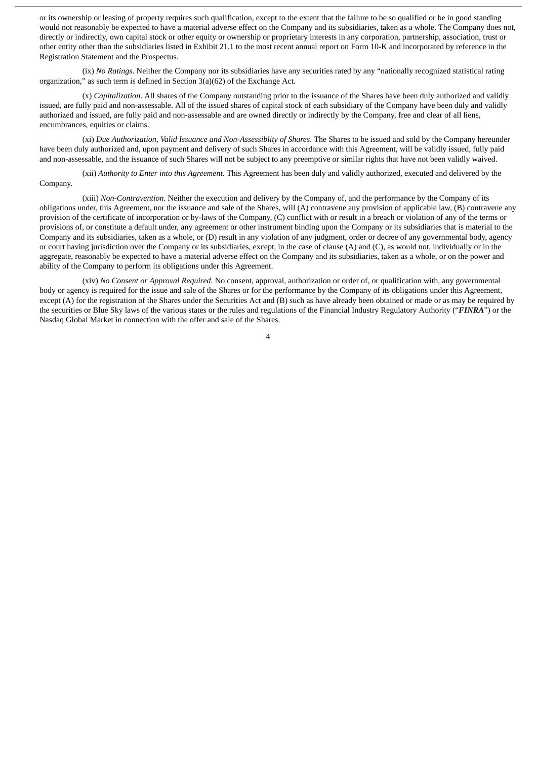or its ownership or leasing of property requires such qualification, except to the extent that the failure to be so qualified or be in good standing would not reasonably be expected to have a material adverse effect on the Company and its subsidiaries, taken as a whole. The Company does not, directly or indirectly, own capital stock or other equity or ownership or proprietary interests in any corporation, partnership, association, trust or other entity other than the subsidiaries listed in Exhibit 21.1 to the most recent annual report on Form 10-K and incorporated by reference in the Registration Statement and the Prospectus.

(ix) *No Ratings*. Neither the Company nor its subsidiaries have any securities rated by any "nationally recognized statistical rating organization," as such term is defined in Section 3(a)(62) of the Exchange Act.

(x) *Capitalization*. All shares of the Company outstanding prior to the issuance of the Shares have been duly authorized and validly issued, are fully paid and non-assessable. All of the issued shares of capital stock of each subsidiary of the Company have been duly and validly authorized and issued, are fully paid and non-assessable and are owned directly or indirectly by the Company, free and clear of all liens, encumbrances, equities or claims.

(xi) *Due Authorization, Valid Issuance and Non-Assessiblity of Shares*. The Shares to be issued and sold by the Company hereunder have been duly authorized and, upon payment and delivery of such Shares in accordance with this Agreement, will be validly issued, fully paid and non-assessable, and the issuance of such Shares will not be subject to any preemptive or similar rights that have not been validly waived.

(xii) *Authority to Enter into this Agreement*. This Agreement has been duly and validly authorized, executed and delivered by the Company.

(xiii) *Non-Contravention*. Neither the execution and delivery by the Company of, and the performance by the Company of its obligations under, this Agreement, nor the issuance and sale of the Shares, will (A) contravene any provision of applicable law, (B) contravene any provision of the certificate of incorporation or by-laws of the Company, (C) conflict with or result in a breach or violation of any of the terms or provisions of, or constitute a default under, any agreement or other instrument binding upon the Company or its subsidiaries that is material to the Company and its subsidiaries, taken as a whole, or (D) result in any violation of any judgment, order or decree of any governmental body, agency or court having jurisdiction over the Company or its subsidiaries, except, in the case of clause (A) and (C), as would not, individually or in the aggregate, reasonably be expected to have a material adverse effect on the Company and its subsidiaries, taken as a whole, or on the power and ability of the Company to perform its obligations under this Agreement.

(xiv) *No Consent or Approval Required*. No consent, approval, authorization or order of, or qualification with, any governmental body or agency is required for the issue and sale of the Shares or for the performance by the Company of its obligations under this Agreement, except (A) for the registration of the Shares under the Securities Act and (B) such as have already been obtained or made or as may be required by the securities or Blue Sky laws of the various states or the rules and regulations of the Financial Industry Regulatory Authority ("***FINRA***") or the Nasdaq Global Market in connection with the offer and sale of the Shares.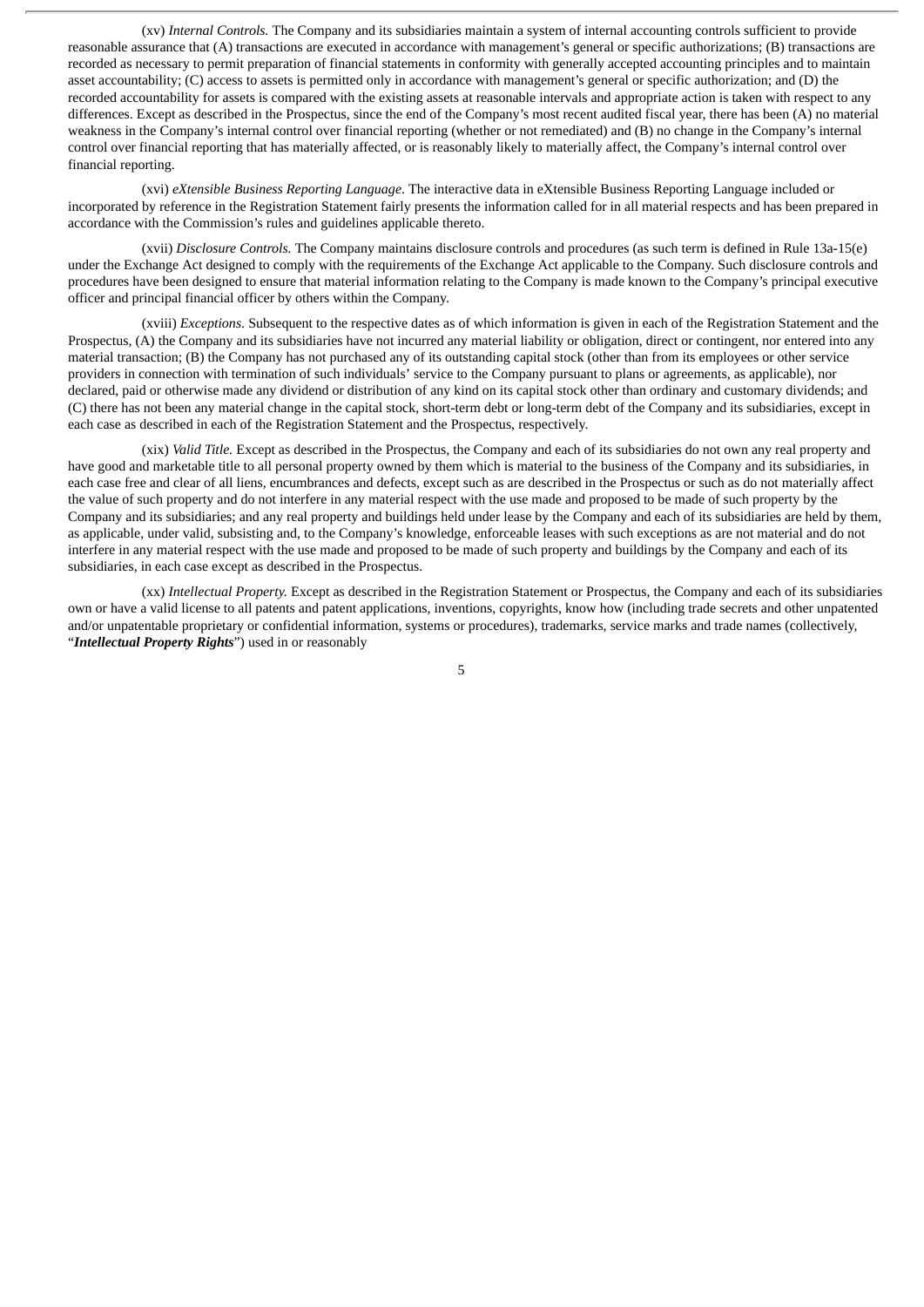(xv) *Internal Controls.* The Company and its subsidiaries maintain a system of internal accounting controls sufficient to provide reasonable assurance that (A) transactions are executed in accordance with management's general or specific authorizations; (B) transactions are recorded as necessary to permit preparation of financial statements in conformity with generally accepted accounting principles and to maintain asset accountability; (C) access to assets is permitted only in accordance with management's general or specific authorization; and (D) the recorded accountability for assets is compared with the existing assets at reasonable intervals and appropriate action is taken with respect to any differences. Except as described in the Prospectus, since the end of the Company's most recent audited fiscal year, there has been (A) no material weakness in the Company's internal control over financial reporting (whether or not remediated) and (B) no change in the Company's internal control over financial reporting that has materially affected, or is reasonably likely to materially affect, the Company's internal control over financial reporting.

(xvi) *eXtensible Business Reporting Language*. The interactive data in eXtensible Business Reporting Language included or incorporated by reference in the Registration Statement fairly presents the information called for in all material respects and has been prepared in accordance with the Commission's rules and guidelines applicable thereto.

(xvii) *Disclosure Controls.* The Company maintains disclosure controls and procedures (as such term is defined in Rule 13a-15(e) under the Exchange Act designed to comply with the requirements of the Exchange Act applicable to the Company. Such disclosure controls and procedures have been designed to ensure that material information relating to the Company is made known to the Company's principal executive officer and principal financial officer by others within the Company.

(xviii) *Exceptions.* Subsequent to the respective dates as of which information is given in each of the Registration Statement and the Prospectus, (A) the Company and its subsidiaries have not incurred any material liability or obligation, direct or contingent, nor entered into any material transaction; (B) the Company has not purchased any of its outstanding capital stock (other than from its employees or other service providers in connection with termination of such individuals' service to the Company pursuant to plans or agreements, as applicable), nor declared, paid or otherwise made any dividend or distribution of any kind on its capital stock other than ordinary and customary dividends; and (C) there has not been any material change in the capital stock, short-term debt or long-term debt of the Company and its subsidiaries, except in each case as described in each of the Registration Statement and the Prospectus, respectively.

(xix) *Valid Title.* Except as described in the Prospectus, the Company and each of its subsidiaries do not own any real property and have good and marketable title to all personal property owned by them which is material to the business of the Company and its subsidiaries, in each case free and clear of all liens, encumbrances and defects, except such as are described in the Prospectus or such as do not materially affect the value of such property and do not interfere in any material respect with the use made and proposed to be made of such property by the Company and its subsidiaries; and any real property and buildings held under lease by the Company and each of its subsidiaries are held by them, as applicable, under valid, subsisting and, to the Company's knowledge, enforceable leases with such exceptions as are not material and do not interfere in any material respect with the use made and proposed to be made of such property and buildings by the Company and each of its subsidiaries, in each case except as described in the Prospectus.

(xx) *Intellectual Property.* Except as described in the Registration Statement or Prospectus, the Company and each of its subsidiaries own or have a valid license to all patents and patent applications, inventions, copyrights, know how (including trade secrets and other unpatented and/or unpatentable proprietary or confidential information, systems or procedures), trademarks, service marks and trade names (collectively, "***Intellectual Property Rights***") used in or reasonably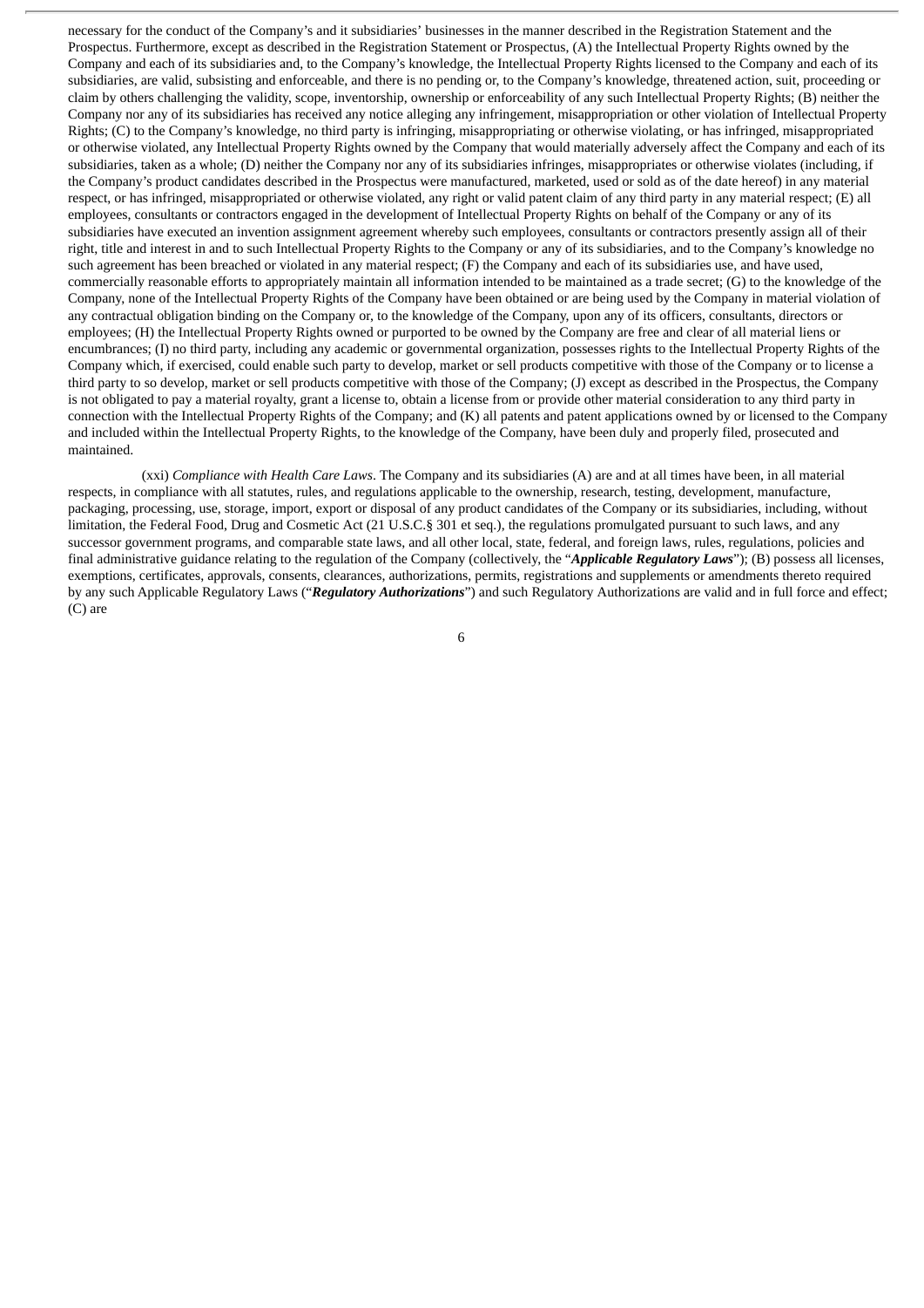necessary for the conduct of the Company's and it subsidiaries' businesses in the manner described in the Registration Statement and the Prospectus. Furthermore, except as described in the Registration Statement or Prospectus, (A) the Intellectual Property Rights owned by the Company and each of its subsidiaries and, to the Company's knowledge, the Intellectual Property Rights licensed to the Company and each of its subsidiaries, are valid, subsisting and enforceable, and there is no pending or, to the Company's knowledge, threatened action, suit, proceeding or claim by others challenging the validity, scope, inventorship, ownership or enforceability of any such Intellectual Property Rights; (B) neither the Company nor any of its subsidiaries has received any notice alleging any infringement, misappropriation or other violation of Intellectual Property Rights; (C) to the Company's knowledge, no third party is infringing, misappropriating or otherwise violating, or has infringed, misappropriated or otherwise violated, any Intellectual Property Rights owned by the Company that would materially adversely affect the Company and each of its subsidiaries, taken as a whole; (D) neither the Company nor any of its subsidiaries infringes, misappropriates or otherwise violates (including, if the Company's product candidates described in the Prospectus were manufactured, marketed, used or sold as of the date hereof) in any material respect, or has infringed, misappropriated or otherwise violated, any right or valid patent claim of any third party in any material respect; (E) all employees, consultants or contractors engaged in the development of Intellectual Property Rights on behalf of the Company or any of its subsidiaries have executed an invention assignment agreement whereby such employees, consultants or contractors presently assign all of their right, title and interest in and to such Intellectual Property Rights to the Company or any of its subsidiaries, and to the Company's knowledge no such agreement has been breached or violated in any material respect; (F) the Company and each of its subsidiaries use, and have used, commercially reasonable efforts to appropriately maintain all information intended to be maintained as a trade secret; (G) to the knowledge of the Company, none of the Intellectual Property Rights of the Company have been obtained or are being used by the Company in material violation of any contractual obligation binding on the Company or, to the knowledge of the Company, upon any of its officers, consultants, directors or employees; (H) the Intellectual Property Rights owned or purported to be owned by the Company are free and clear of all material liens or encumbrances; (I) no third party, including any academic or governmental organization, possesses rights to the Intellectual Property Rights of the Company which, if exercised, could enable such party to develop, market or sell products competitive with those of the Company or to license a third party to so develop, market or sell products competitive with those of the Company; (J) except as described in the Prospectus, the Company is not obligated to pay a material royalty, grant a license to, obtain a license from or provide other material consideration to any third party in connection with the Intellectual Property Rights of the Company; and (K) all patents and patent applications owned by or licensed to the Company and included within the Intellectual Property Rights, to the knowledge of the Company, have been duly and properly filed, prosecuted and maintained.

(xxi) *Compliance with Health Care Laws*. The Company and its subsidiaries (A) are and at all times have been, in all material respects, in compliance with all statutes, rules, and regulations applicable to the ownership, research, testing, development, manufacture, packaging, processing, use, storage, import, export or disposal of any product candidates of the Company or its subsidiaries, including, without limitation, the Federal Food, Drug and Cosmetic Act (21 U.S.C.§ 301 et seq.), the regulations promulgated pursuant to such laws, and any successor government programs, and comparable state laws, and all other local, state, federal, and foreign laws, rules, regulations, policies and final administrative guidance relating to the regulation of the Company (collectively, the "***Applicable Regulatory Laws***"); (B) possess all licenses, exemptions, certificates, approvals, consents, clearances, authorizations, permits, registrations and supplements or amendments thereto required by any such Applicable Regulatory Laws ("***Regulatory Authorizations***") and such Regulatory Authorizations are valid and in full force and effect; (C) are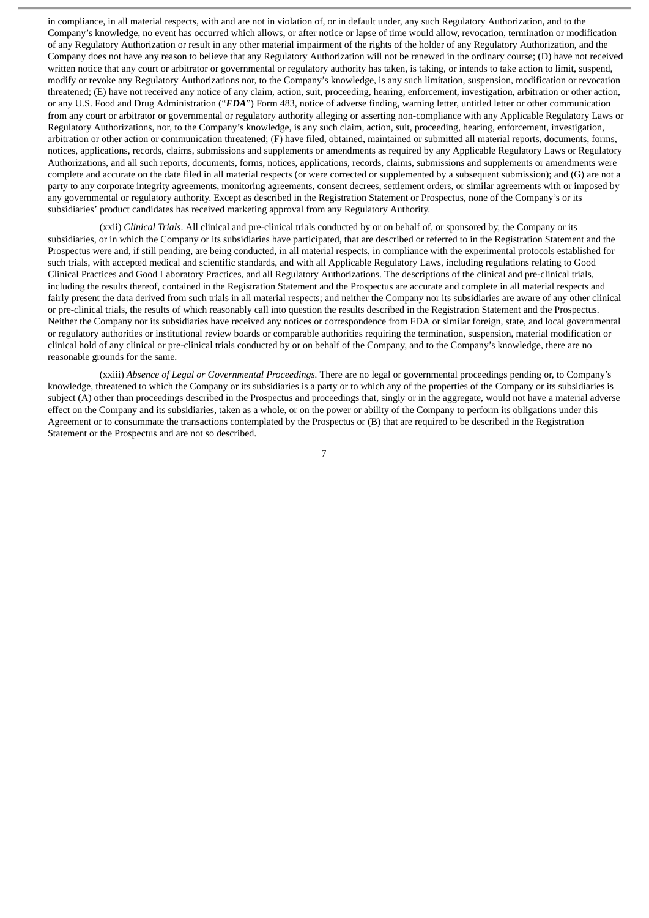in compliance, in all material respects, with and are not in violation of, or in default under, any such Regulatory Authorization, and to the Company's knowledge, no event has occurred which allows, or after notice or lapse of time would allow, revocation, termination or modification of any Regulatory Authorization or result in any other material impairment of the rights of the holder of any Regulatory Authorization, and the Company does not have any reason to believe that any Regulatory Authorization will not be renewed in the ordinary course; (D) have not received written notice that any court or arbitrator or governmental or regulatory authority has taken, is taking, or intends to take action to limit, suspend, modify or revoke any Regulatory Authorizations nor, to the Company's knowledge, is any such limitation, suspension, modification or revocation threatened; (E) have not received any notice of any claim, action, suit, proceeding, hearing, enforcement, investigation, arbitration or other action, or any U.S. Food and Drug Administration ("***FDA***") Form 483, notice of adverse finding, warning letter, untitled letter or other communication from any court or arbitrator or governmental or regulatory authority alleging or asserting non-compliance with any Applicable Regulatory Laws or Regulatory Authorizations, nor, to the Company's knowledge, is any such claim, action, suit, proceeding, hearing, enforcement, investigation, arbitration or other action or communication threatened; (F) have filed, obtained, maintained or submitted all material reports, documents, forms, notices, applications, records, claims, submissions and supplements or amendments as required by any Applicable Regulatory Laws or Regulatory Authorizations, and all such reports, documents, forms, notices, applications, records, claims, submissions and supplements or amendments were complete and accurate on the date filed in all material respects (or were corrected or supplemented by a subsequent submission); and (G) are not a party to any corporate integrity agreements, monitoring agreements, consent decrees, settlement orders, or similar agreements with or imposed by any governmental or regulatory authority. Except as described in the Registration Statement or Prospectus, none of the Company's or its subsidiaries' product candidates has received marketing approval from any Regulatory Authority.

(xxii) *Clinical Trials*. All clinical and pre-clinical trials conducted by or on behalf of, or sponsored by, the Company or its subsidiaries, or in which the Company or its subsidiaries have participated, that are described or referred to in the Registration Statement and the Prospectus were and, if still pending, are being conducted, in all material respects, in compliance with the experimental protocols established for such trials, with accepted medical and scientific standards, and with all Applicable Regulatory Laws, including regulations relating to Good Clinical Practices and Good Laboratory Practices, and all Regulatory Authorizations. The descriptions of the clinical and pre-clinical trials, including the results thereof, contained in the Registration Statement and the Prospectus are accurate and complete in all material respects and fairly present the data derived from such trials in all material respects; and neither the Company nor its subsidiaries are aware of any other clinical or pre-clinical trials, the results of which reasonably call into question the results described in the Registration Statement and the Prospectus. Neither the Company nor its subsidiaries have received any notices or correspondence from FDA or similar foreign, state, and local governmental or regulatory authorities or institutional review boards or comparable authorities requiring the termination, suspension, material modification or clinical hold of any clinical or pre-clinical trials conducted by or on behalf of the Company, and to the Company's knowledge, there are no reasonable grounds for the same.

(xxiii) *Absence of Legal or Governmental Proceedings.* There are no legal or governmental proceedings pending or, to Company's knowledge, threatened to which the Company or its subsidiaries is a party or to which any of the properties of the Company or its subsidiaries is subject (A) other than proceedings described in the Prospectus and proceedings that, singly or in the aggregate, would not have a material adverse effect on the Company and its subsidiaries, taken as a whole, or on the power or ability of the Company to perform its obligations under this Agreement or to consummate the transactions contemplated by the Prospectus or (B) that are required to be described in the Registration Statement or the Prospectus and are not so described.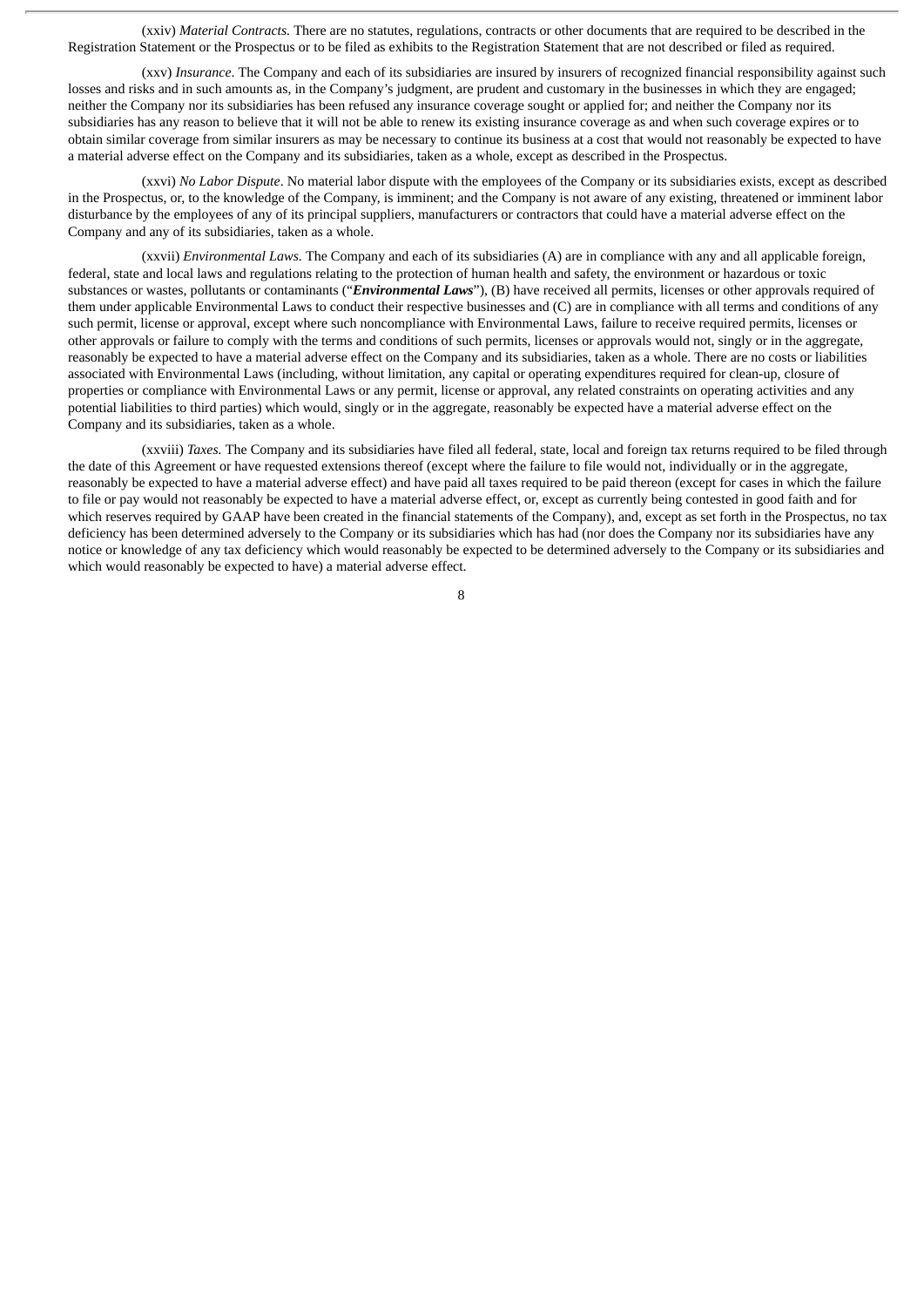(xxiv) *Material Contracts.* There are no statutes, regulations, contracts or other documents that are required to be described in the Registration Statement or the Prospectus or to be filed as exhibits to the Registration Statement that are not described or filed as required.

(xxv) *Insurance.* The Company and each of its subsidiaries are insured by insurers of recognized financial responsibility against such losses and risks and in such amounts as, in the Company's judgment, are prudent and customary in the businesses in which they are engaged; neither the Company nor its subsidiaries has been refused any insurance coverage sought or applied for; and neither the Company nor its subsidiaries has any reason to believe that it will not be able to renew its existing insurance coverage as and when such coverage expires or to obtain similar coverage from similar insurers as may be necessary to continue its business at a cost that would not reasonably be expected to have a material adverse effect on the Company and its subsidiaries, taken as a whole, except as described in the Prospectus.

(xxvi) *No Labor Dispute*. No material labor dispute with the employees of the Company or its subsidiaries exists, except as described in the Prospectus, or, to the knowledge of the Company, is imminent; and the Company is not aware of any existing, threatened or imminent labor disturbance by the employees of any of its principal suppliers, manufacturers or contractors that could have a material adverse effect on the Company and any of its subsidiaries, taken as a whole.

(xxvii) *Environmental Laws.* The Company and each of its subsidiaries (A) are in compliance with any and all applicable foreign, federal, state and local laws and regulations relating to the protection of human health and safety, the environment or hazardous or toxic substances or wastes, pollutants or contaminants ("***Environmental Laws***"), (B) have received all permits, licenses or other approvals required of them under applicable Environmental Laws to conduct their respective businesses and (C) are in compliance with all terms and conditions of any such permit, license or approval, except where such noncompliance with Environmental Laws, failure to receive required permits, licenses or other approvals or failure to comply with the terms and conditions of such permits, licenses or approvals would not, singly or in the aggregate, reasonably be expected to have a material adverse effect on the Company and its subsidiaries, taken as a whole. There are no costs or liabilities associated with Environmental Laws (including, without limitation, any capital or operating expenditures required for clean-up, closure of properties or compliance with Environmental Laws or any permit, license or approval, any related constraints on operating activities and any potential liabilities to third parties) which would, singly or in the aggregate, reasonably be expected have a material adverse effect on the Company and its subsidiaries, taken as a whole.

(xxviii) *Taxes.* The Company and its subsidiaries have filed all federal, state, local and foreign tax returns required to be filed through the date of this Agreement or have requested extensions thereof (except where the failure to file would not, individually or in the aggregate, reasonably be expected to have a material adverse effect) and have paid all taxes required to be paid thereon (except for cases in which the failure to file or pay would not reasonably be expected to have a material adverse effect, or, except as currently being contested in good faith and for which reserves required by GAAP have been created in the financial statements of the Company), and, except as set forth in the Prospectus, no tax deficiency has been determined adversely to the Company or its subsidiaries which has had (nor does the Company nor its subsidiaries have any notice or knowledge of any tax deficiency which would reasonably be expected to be determined adversely to the Company or its subsidiaries and which would reasonably be expected to have) a material adverse effect.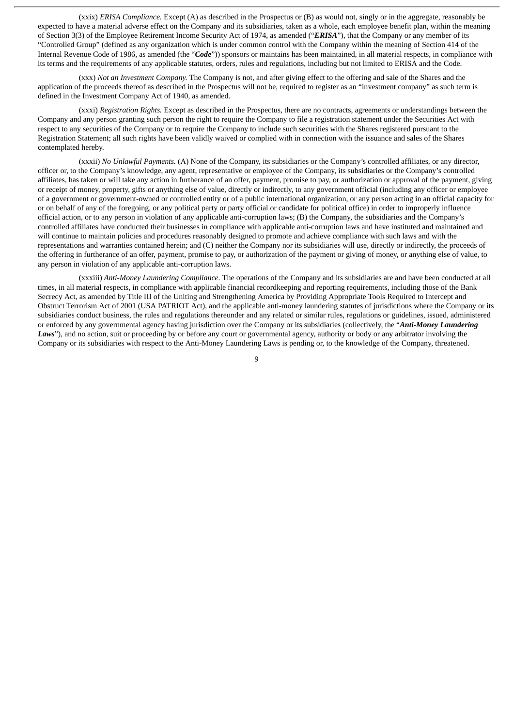(xxix) *ERISA Compliance.* Except (A) as described in the Prospectus or (B) as would not, singly or in the aggregate, reasonably be expected to have a material adverse effect on the Company and its subsidiaries, taken as a whole, each employee benefit plan, within the meaning of Section 3(3) of the Employee Retirement Income Security Act of 1974, as amended ("***ERISA***"), that the Company or any member of its "Controlled Group" (defined as any organization which is under common control with the Company within the meaning of Section 414 of the Internal Revenue Code of 1986, as amended (the "***Code***")) sponsors or maintains has been maintained, in all material respects, in compliance with its terms and the requirements of any applicable statutes, orders, rules and regulations, including but not limited to ERISA and the Code.

(xxx) *Not an Investment Company.* The Company is not, and after giving effect to the offering and sale of the Shares and the application of the proceeds thereof as described in the Prospectus will not be, required to register as an "investment company" as such term is defined in the Investment Company Act of 1940, as amended.

(xxxi) *Registration Rights.* Except as described in the Prospectus, there are no contracts, agreements or understandings between the Company and any person granting such person the right to require the Company to file a registration statement under the Securities Act with respect to any securities of the Company or to require the Company to include such securities with the Shares registered pursuant to the Registration Statement; all such rights have been validly waived or complied with in connection with the issuance and sales of the Shares contemplated hereby.

(xxxii) *No Unlawful Payments.* (A) None of the Company, its subsidiaries or the Company's controlled affiliates, or any director, officer or, to the Company's knowledge, any agent, representative or employee of the Company, its subsidiaries or the Company's controlled affiliates, has taken or will take any action in furtherance of an offer, payment, promise to pay, or authorization or approval of the payment, giving or receipt of money, property, gifts or anything else of value, directly or indirectly, to any government official (including any officer or employee of a government or government-owned or controlled entity or of a public international organization, or any person acting in an official capacity for or on behalf of any of the foregoing, or any political party or party official or candidate for political office) in order to improperly influence official action, or to any person in violation of any applicable anti-corruption laws; (B) the Company, the subsidiaries and the Company's controlled affiliates have conducted their businesses in compliance with applicable anti-corruption laws and have instituted and maintained and will continue to maintain policies and procedures reasonably designed to promote and achieve compliance with such laws and with the representations and warranties contained herein; and (C) neither the Company nor its subsidiaries will use, directly or indirectly, the proceeds of the offering in furtherance of an offer, payment, promise to pay, or authorization of the payment or giving of money, or anything else of value, to any person in violation of any applicable anti-corruption laws.

(xxxiii) *Anti-Money Laundering Compliance.* The operations of the Company and its subsidiaries are and have been conducted at all times, in all material respects, in compliance with applicable financial recordkeeping and reporting requirements, including those of the Bank Secrecy Act, as amended by Title III of the Uniting and Strengthening America by Providing Appropriate Tools Required to Intercept and Obstruct Terrorism Act of 2001 (USA PATRIOT Act), and the applicable anti-money laundering statutes of jurisdictions where the Company or its subsidiaries conduct business, the rules and regulations thereunder and any related or similar rules, regulations or guidelines, issued, administered or enforced by any governmental agency having jurisdiction over the Company or its subsidiaries (collectively, the "***Anti-Money Laundering Laws***"), and no action, suit or proceeding by or before any court or governmental agency, authority or body or any arbitrator involving the Company or its subsidiaries with respect to the Anti-Money Laundering Laws is pending or, to the knowledge of the Company, threatened.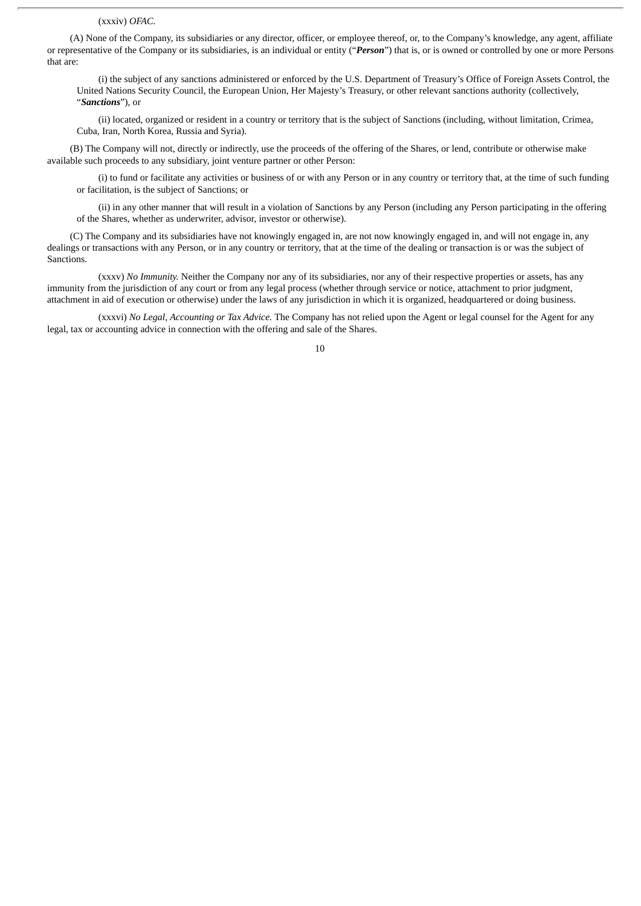(xxxiv) *OFAC.*

(A) None of the Company, its subsidiaries or any director, officer, or employee thereof, or, to the Company's knowledge, any agent, affiliate or representative of the Company or its subsidiaries, is an individual or entity ("***Person***") that is, or is owned or controlled by one or more Persons that are:

(i) the subject of any sanctions administered or enforced by the U.S. Department of Treasury's Office of Foreign Assets Control, the United Nations Security Council, the European Union, Her Majesty's Treasury, or other relevant sanctions authority (collectively, "***Sanctions***"), or

(ii) located, organized or resident in a country or territory that is the subject of Sanctions (including, without limitation, Crimea, Cuba, Iran, North Korea, Russia and Syria).

(B) The Company will not, directly or indirectly, use the proceeds of the offering of the Shares, or lend, contribute or otherwise make available such proceeds to any subsidiary, joint venture partner or other Person:

(i) to fund or facilitate any activities or business of or with any Person or in any country or territory that, at the time of such funding or facilitation, is the subject of Sanctions; or

(ii) in any other manner that will result in a violation of Sanctions by any Person (including any Person participating in the offering of the Shares, whether as underwriter, advisor, investor or otherwise).

(C) The Company and its subsidiaries have not knowingly engaged in, are not now knowingly engaged in, and will not engage in, any dealings or transactions with any Person, or in any country or territory, that at the time of the dealing or transaction is or was the subject of Sanctions.

(xxxv) *No Immunity.* Neither the Company nor any of its subsidiaries, nor any of their respective properties or assets, has any immunity from the jurisdiction of any court or from any legal process (whether through service or notice, attachment to prior judgment, attachment in aid of execution or otherwise) under the laws of any jurisdiction in which it is organized, headquartered or doing business.

(xxxvi) *No Legal, Accounting or Tax Advice.* The Company has not relied upon the Agent or legal counsel for the Agent for any legal, tax or accounting advice in connection with the offering and sale of the Shares.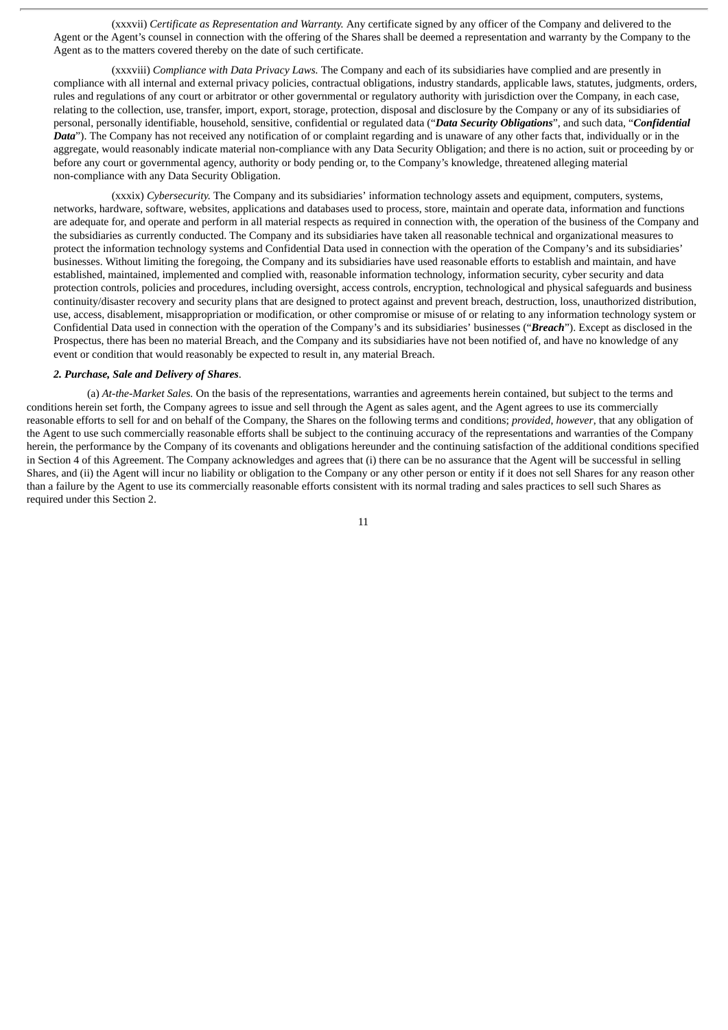(xxxvii) *Certificate as Representation and Warranty.* Any certificate signed by any officer of the Company and delivered to the Agent or the Agent's counsel in connection with the offering of the Shares shall be deemed a representation and warranty by the Company to the Agent as to the matters covered thereby on the date of such certificate.

(xxxviii) *Compliance with Data Privacy Laws.* The Company and each of its subsidiaries have complied and are presently in compliance with all internal and external privacy policies, contractual obligations, industry standards, applicable laws, statutes, judgments, orders, rules and regulations of any court or arbitrator or other governmental or regulatory authority with jurisdiction over the Company, in each case, relating to the collection, use, transfer, import, export, storage, protection, disposal and disclosure by the Company or any of its subsidiaries of personal, personally identifiable, household, sensitive, confidential or regulated data ("***Data Security Obligations***", and such data, "***Confidential Data***"). The Company has not received any notification of or complaint regarding and is unaware of any other facts that, individually or in the aggregate, would reasonably indicate material non-compliance with any Data Security Obligation; and there is no action, suit or proceeding by or before any court or governmental agency, authority or body pending or, to the Company's knowledge, threatened alleging material non-compliance with any Data Security Obligation.

(xxxix) *Cybersecurity.* The Company and its subsidiaries' information technology assets and equipment, computers, systems, networks, hardware, software, websites, applications and databases used to process, store, maintain and operate data, information and functions are adequate for, and operate and perform in all material respects as required in connection with, the operation of the business of the Company and the subsidiaries as currently conducted. The Company and its subsidiaries have taken all reasonable technical and organizational measures to protect the information technology systems and Confidential Data used in connection with the operation of the Company's and its subsidiaries' businesses. Without limiting the foregoing, the Company and its subsidiaries have used reasonable efforts to establish and maintain, and have established, maintained, implemented and complied with, reasonable information technology, information security, cyber security and data protection controls, policies and procedures, including oversight, access controls, encryption, technological and physical safeguards and business continuity/disaster recovery and security plans that are designed to protect against and prevent breach, destruction, loss, unauthorized distribution, use, access, disablement, misappropriation or modification, or other compromise or misuse of or relating to any information technology system or Confidential Data used in connection with the operation of the Company's and its subsidiaries' businesses ("***Breach***"). Except as disclosed in the Prospectus, there has been no material Breach, and the Company and its subsidiaries have not been notified of, and have no knowledge of any event or condition that would reasonably be expected to result in, any material Breach.

***2. Purchase, Sale and Delivery of Shares***.

(a) *At-the-Market Sales.* On the basis of the representations, warranties and agreements herein contained, but subject to the terms and conditions herein set forth, the Company agrees to issue and sell through the Agent as sales agent, and the Agent agrees to use its commercially reasonable efforts to sell for and on behalf of the Company, the Shares on the following terms and conditions; *provided, however,* that any obligation of the Agent to use such commercially reasonable efforts shall be subject to the continuing accuracy of the representations and warranties of the Company herein, the performance by the Company of its covenants and obligations hereunder and the continuing satisfaction of the additional conditions specified in Section 4 of this Agreement. The Company acknowledges and agrees that (i) there can be no assurance that the Agent will be successful in selling Shares, and (ii) the Agent will incur no liability or obligation to the Company or any other person or entity if it does not sell Shares for any reason other than a failure by the Agent to use its commercially reasonable efforts consistent with its normal trading and sales practices to sell such Shares as required under this Section 2.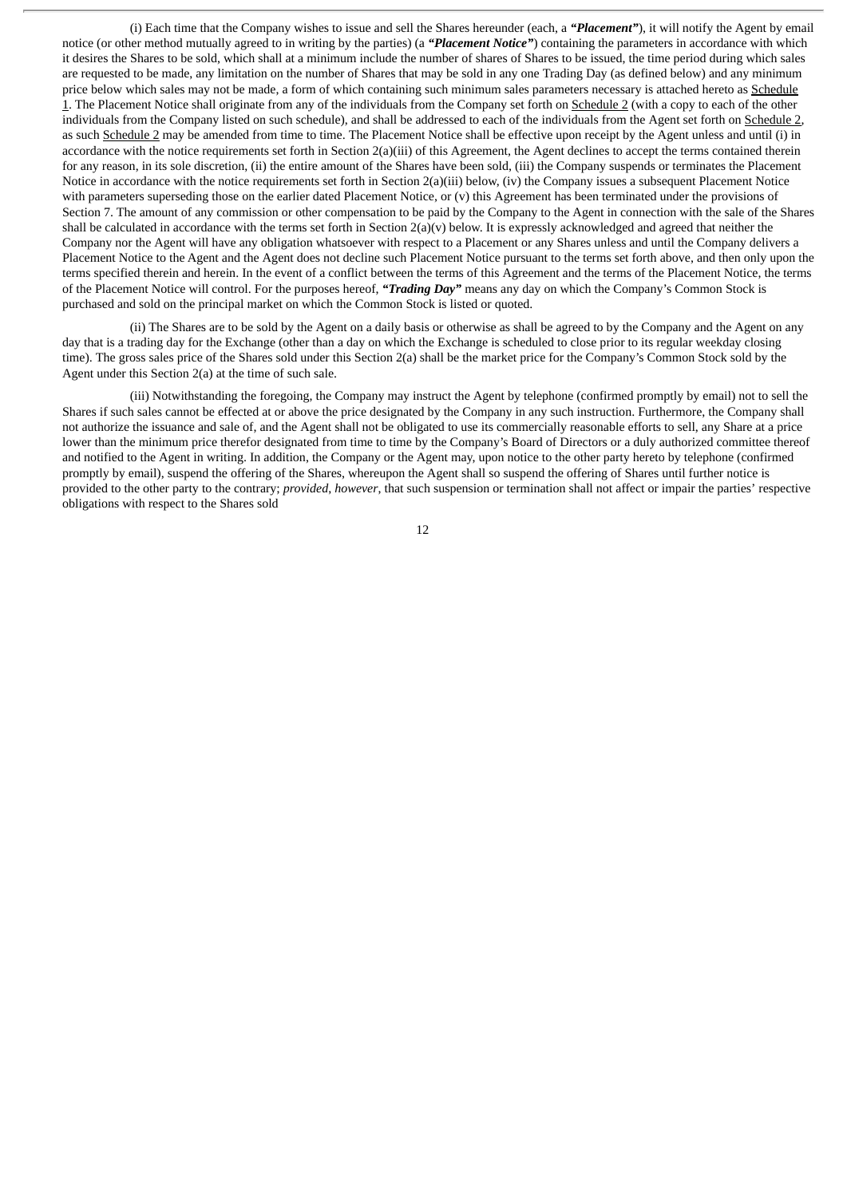(i) Each time that the Company wishes to issue and sell the Shares hereunder (each, a ***"Placement"***), it will notify the Agent by email notice (or other method mutually agreed to in writing by the parties) (a ***"Placement Notice"***) containing the parameters in accordance with which it desires the Shares to be sold, which shall at a minimum include the number of shares of Shares to be issued, the time period during which sales are requested to be made, any limitation on the number of Shares that may be sold in any one Trading Day (as defined below) and any minimum price below which sales may not be made, a form of which containing such minimum sales parameters necessary is attached hereto as Schedule 1. The Placement Notice shall originate from any of the individuals from the Company set forth on Schedule 2 (with a copy to each of the other individuals from the Company listed on such schedule), and shall be addressed to each of the individuals from the Agent set forth on Schedule 2, as such Schedule 2 may be amended from time to time. The Placement Notice shall be effective upon receipt by the Agent unless and until (i) in accordance with the notice requirements set forth in Section 2(a)(iii) of this Agreement, the Agent declines to accept the terms contained therein for any reason, in its sole discretion, (ii) the entire amount of the Shares have been sold, (iii) the Company suspends or terminates the Placement Notice in accordance with the notice requirements set forth in Section 2(a)(iii) below, (iv) the Company issues a subsequent Placement Notice with parameters superseding those on the earlier dated Placement Notice, or (v) this Agreement has been terminated under the provisions of Section 7. The amount of any commission or other compensation to be paid by the Company to the Agent in connection with the sale of the Shares shall be calculated in accordance with the terms set forth in Section 2(a)(v) below. It is expressly acknowledged and agreed that neither the Company nor the Agent will have any obligation whatsoever with respect to a Placement or any Shares unless and until the Company delivers a Placement Notice to the Agent and the Agent does not decline such Placement Notice pursuant to the terms set forth above, and then only upon the terms specified therein and herein. In the event of a conflict between the terms of this Agreement and the terms of the Placement Notice, the terms of the Placement Notice will control. For the purposes hereof, ***"Trading Day"*** means any day on which the Company's Common Stock is purchased and sold on the principal market on which the Common Stock is listed or quoted.

(ii) The Shares are to be sold by the Agent on a daily basis or otherwise as shall be agreed to by the Company and the Agent on any day that is a trading day for the Exchange (other than a day on which the Exchange is scheduled to close prior to its regular weekday closing time). The gross sales price of the Shares sold under this Section 2(a) shall be the market price for the Company's Common Stock sold by the Agent under this Section 2(a) at the time of such sale.

(iii) Notwithstanding the foregoing, the Company may instruct the Agent by telephone (confirmed promptly by email) not to sell the Shares if such sales cannot be effected at or above the price designated by the Company in any such instruction. Furthermore, the Company shall not authorize the issuance and sale of, and the Agent shall not be obligated to use its commercially reasonable efforts to sell, any Share at a price lower than the minimum price therefor designated from time to time by the Company's Board of Directors or a duly authorized committee thereof and notified to the Agent in writing. In addition, the Company or the Agent may, upon notice to the other party hereto by telephone (confirmed promptly by email), suspend the offering of the Shares, whereupon the Agent shall so suspend the offering of Shares until further notice is provided to the other party to the contrary; *provided*, *however*, that such suspension or termination shall not affect or impair the parties' respective obligations with respect to the Shares sold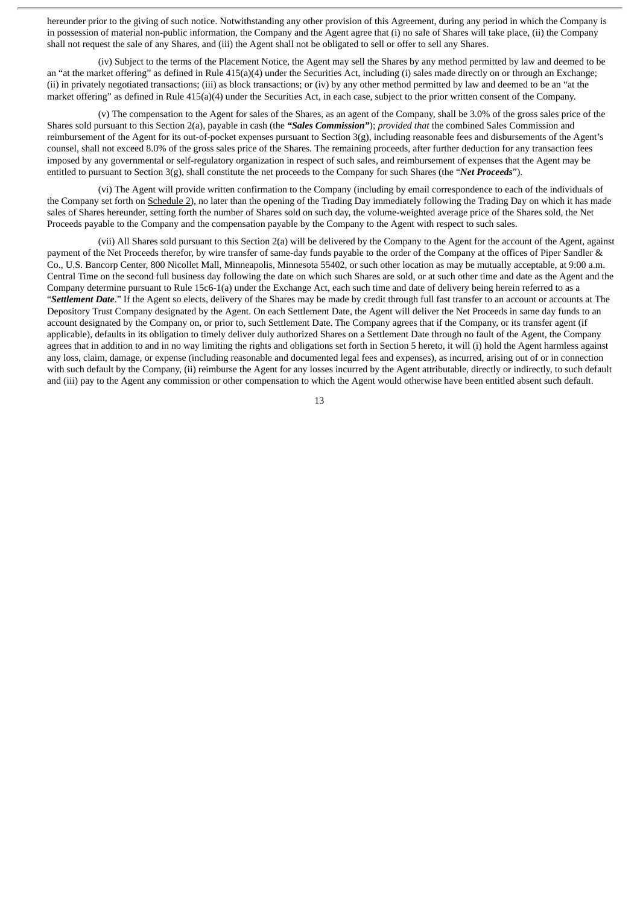hereunder prior to the giving of such notice. Notwithstanding any other provision of this Agreement, during any period in which the Company is in possession of material non-public information, the Company and the Agent agree that (i) no sale of Shares will take place, (ii) the Company shall not request the sale of any Shares, and (iii) the Agent shall not be obligated to sell or offer to sell any Shares.

(iv) Subject to the terms of the Placement Notice, the Agent may sell the Shares by any method permitted by law and deemed to be an "at the market offering" as defined in Rule 415(a)(4) under the Securities Act, including (i) sales made directly on or through an Exchange; (ii) in privately negotiated transactions; (iii) as block transactions; or (iv) by any other method permitted by law and deemed to be an "at the market offering" as defined in Rule 415(a)(4) under the Securities Act, in each case, subject to the prior written consent of the Company.

(v) The compensation to the Agent for sales of the Shares, as an agent of the Company, shall be 3.0% of the gross sales price of the Shares sold pursuant to this Section 2(a), payable in cash (the ***"Sales Commission"***); *provided that* the combined Sales Commission and reimbursement of the Agent for its out-of-pocket expenses pursuant to Section 3(g), including reasonable fees and disbursements of the Agent's counsel, shall not exceed 8.0% of the gross sales price of the Shares. The remaining proceeds, after further deduction for any transaction fees imposed by any governmental or self-regulatory organization in respect of such sales, and reimbursement of expenses that the Agent may be entitled to pursuant to Section 3(g), shall constitute the net proceeds to the Company for such Shares (the "***Net Proceeds***").

(vi) The Agent will provide written confirmation to the Company (including by email correspondence to each of the individuals of the Company set forth on Schedule 2), no later than the opening of the Trading Day immediately following the Trading Day on which it has made sales of Shares hereunder, setting forth the number of Shares sold on such day, the volume-weighted average price of the Shares sold, the Net Proceeds payable to the Company and the compensation payable by the Company to the Agent with respect to such sales.

(vii) All Shares sold pursuant to this Section 2(a) will be delivered by the Company to the Agent for the account of the Agent, against payment of the Net Proceeds therefor, by wire transfer of same-day funds payable to the order of the Company at the offices of Piper Sandler & Co., U.S. Bancorp Center, 800 Nicollet Mall, Minneapolis, Minnesota 55402, or such other location as may be mutually acceptable, at 9:00 a.m. Central Time on the second full business day following the date on which such Shares are sold, or at such other time and date as the Agent and the Company determine pursuant to Rule 15c6-1(a) under the Exchange Act, each such time and date of delivery being herein referred to as a "***Settlement Date***." If the Agent so elects, delivery of the Shares may be made by credit through full fast transfer to an account or accounts at The Depository Trust Company designated by the Agent. On each Settlement Date, the Agent will deliver the Net Proceeds in same day funds to an account designated by the Company on, or prior to, such Settlement Date. The Company agrees that if the Company, or its transfer agent (if applicable), defaults in its obligation to timely deliver duly authorized Shares on a Settlement Date through no fault of the Agent, the Company agrees that in addition to and in no way limiting the rights and obligations set forth in Section 5 hereto, it will (i) hold the Agent harmless against any loss, claim, damage, or expense (including reasonable and documented legal fees and expenses), as incurred, arising out of or in connection with such default by the Company, (ii) reimburse the Agent for any losses incurred by the Agent attributable, directly or indirectly, to such default and (iii) pay to the Agent any commission or other compensation to which the Agent would otherwise have been entitled absent such default.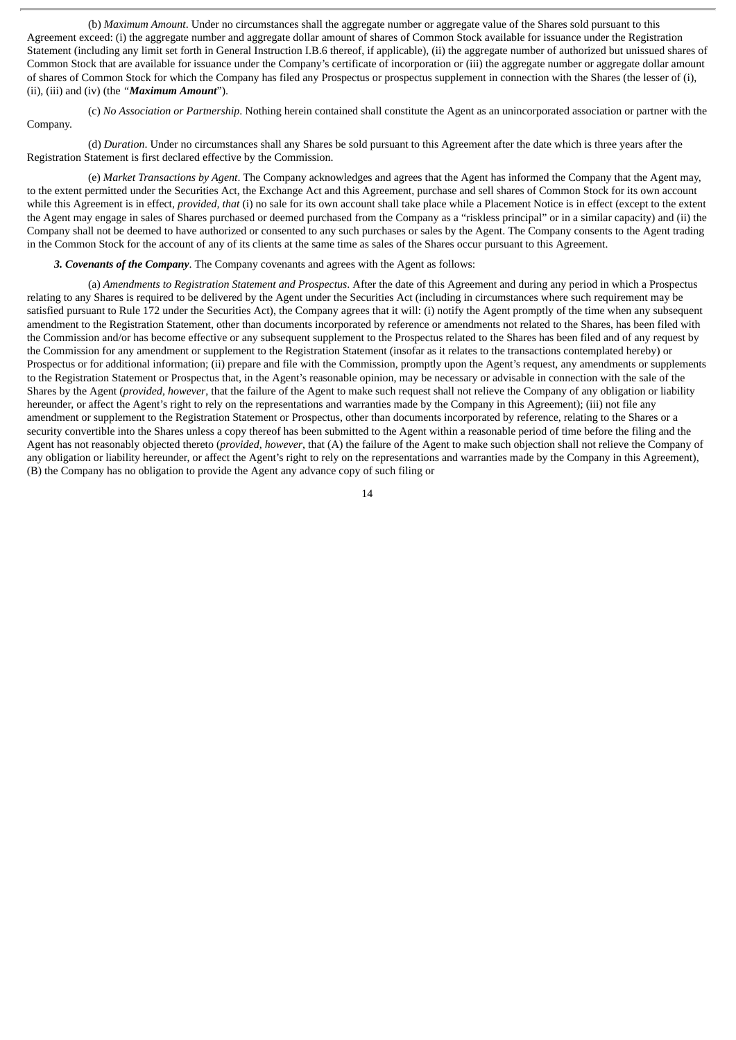(b) *Maximum Amount*. Under no circumstances shall the aggregate number or aggregate value of the Shares sold pursuant to this Agreement exceed: (i) the aggregate number and aggregate dollar amount of shares of Common Stock available for issuance under the Registration Statement (including any limit set forth in General Instruction I.B.6 thereof, if applicable), (ii) the aggregate number of authorized but unissued shares of Common Stock that are available for issuance under the Company's certificate of incorporation or (iii) the aggregate number or aggregate dollar amount of shares of Common Stock for which the Company has filed any Prospectus or prospectus supplement in connection with the Shares (the lesser of (i), (ii), (iii) and (iv) (the "***Maximum Amount***").

(c) *No Association or Partnership*. Nothing herein contained shall constitute the Agent as an unincorporated association or partner with the Company.

(d) *Duration*. Under no circumstances shall any Shares be sold pursuant to this Agreement after the date which is three years after the Registration Statement is first declared effective by the Commission.

(e) *Market Transactions by Agent*. The Company acknowledges and agrees that the Agent has informed the Company that the Agent may, to the extent permitted under the Securities Act, the Exchange Act and this Agreement, purchase and sell shares of Common Stock for its own account while this Agreement is in effect, *provided, that* (i) no sale for its own account shall take place while a Placement Notice is in effect (except to the extent the Agent may engage in sales of Shares purchased or deemed purchased from the Company as a "riskless principal" or in a similar capacity) and (ii) the Company shall not be deemed to have authorized or consented to any such purchases or sales by the Agent. The Company consents to the Agent trading in the Common Stock for the account of any of its clients at the same time as sales of the Shares occur pursuant to this Agreement.

***3. Covenants of the Company***. The Company covenants and agrees with the Agent as follows:

(a) *Amendments to Registration Statement and Prospectus*. After the date of this Agreement and during any period in which a Prospectus relating to any Shares is required to be delivered by the Agent under the Securities Act (including in circumstances where such requirement may be satisfied pursuant to Rule 172 under the Securities Act), the Company agrees that it will: (i) notify the Agent promptly of the time when any subsequent amendment to the Registration Statement, other than documents incorporated by reference or amendments not related to the Shares, has been filed with the Commission and/or has become effective or any subsequent supplement to the Prospectus related to the Shares has been filed and of any request by the Commission for any amendment or supplement to the Registration Statement (insofar as it relates to the transactions contemplated hereby) or Prospectus or for additional information; (ii) prepare and file with the Commission, promptly upon the Agent's request, any amendments or supplements to the Registration Statement or Prospectus that, in the Agent's reasonable opinion, may be necessary or advisable in connection with the sale of the Shares by the Agent (*provided, however*, that the failure of the Agent to make such request shall not relieve the Company of any obligation or liability hereunder, or affect the Agent's right to rely on the representations and warranties made by the Company in this Agreement); (iii) not file any amendment or supplement to the Registration Statement or Prospectus, other than documents incorporated by reference, relating to the Shares or a security convertible into the Shares unless a copy thereof has been submitted to the Agent within a reasonable period of time before the filing and the Agent has not reasonably objected thereto (*provided, however*, that (A) the failure of the Agent to make such objection shall not relieve the Company of any obligation or liability hereunder, or affect the Agent's right to rely on the representations and warranties made by the Company in this Agreement), (B) the Company has no obligation to provide the Agent any advance copy of such filing or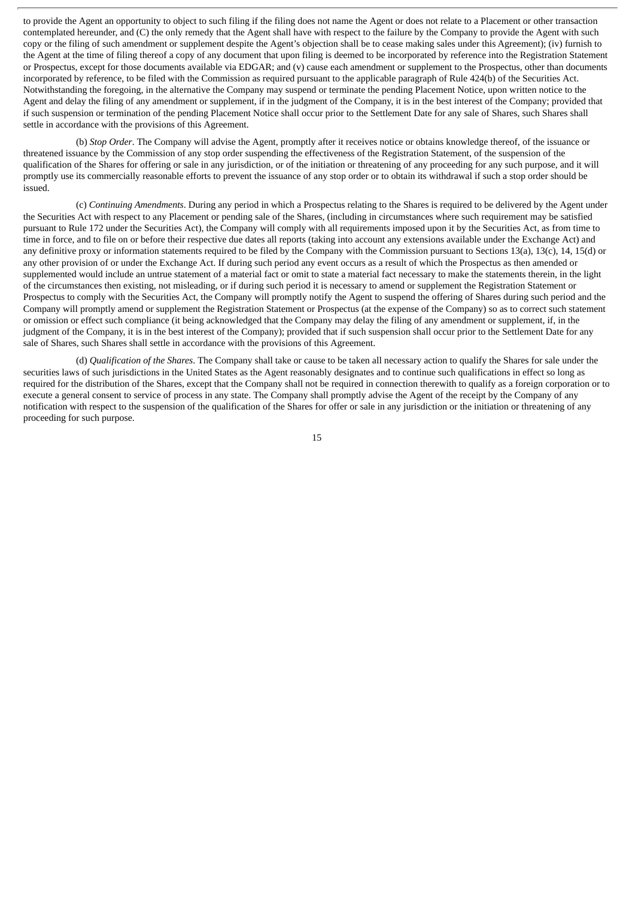to provide the Agent an opportunity to object to such filing if the filing does not name the Agent or does not relate to a Placement or other transaction contemplated hereunder, and (C) the only remedy that the Agent shall have with respect to the failure by the Company to provide the Agent with such copy or the filing of such amendment or supplement despite the Agent's objection shall be to cease making sales under this Agreement); (iv) furnish to the Agent at the time of filing thereof a copy of any document that upon filing is deemed to be incorporated by reference into the Registration Statement or Prospectus, except for those documents available via EDGAR; and (v) cause each amendment or supplement to the Prospectus, other than documents incorporated by reference, to be filed with the Commission as required pursuant to the applicable paragraph of Rule 424(b) of the Securities Act. Notwithstanding the foregoing, in the alternative the Company may suspend or terminate the pending Placement Notice, upon written notice to the Agent and delay the filing of any amendment or supplement, if in the judgment of the Company, it is in the best interest of the Company; provided that if such suspension or termination of the pending Placement Notice shall occur prior to the Settlement Date for any sale of Shares, such Shares shall settle in accordance with the provisions of this Agreement.

(b) *Stop Order*. The Company will advise the Agent, promptly after it receives notice or obtains knowledge thereof, of the issuance or threatened issuance by the Commission of any stop order suspending the effectiveness of the Registration Statement, of the suspension of the qualification of the Shares for offering or sale in any jurisdiction, or of the initiation or threatening of any proceeding for any such purpose, and it will promptly use its commercially reasonable efforts to prevent the issuance of any stop order or to obtain its withdrawal if such a stop order should be issued.

(c) *Continuing Amendments*. During any period in which a Prospectus relating to the Shares is required to be delivered by the Agent under the Securities Act with respect to any Placement or pending sale of the Shares, (including in circumstances where such requirement may be satisfied pursuant to Rule 172 under the Securities Act), the Company will comply with all requirements imposed upon it by the Securities Act, as from time to time in force, and to file on or before their respective due dates all reports (taking into account any extensions available under the Exchange Act) and any definitive proxy or information statements required to be filed by the Company with the Commission pursuant to Sections 13(a), 13(c), 14, 15(d) or any other provision of or under the Exchange Act. If during such period any event occurs as a result of which the Prospectus as then amended or supplemented would include an untrue statement of a material fact or omit to state a material fact necessary to make the statements therein, in the light of the circumstances then existing, not misleading, or if during such period it is necessary to amend or supplement the Registration Statement or Prospectus to comply with the Securities Act, the Company will promptly notify the Agent to suspend the offering of Shares during such period and the Company will promptly amend or supplement the Registration Statement or Prospectus (at the expense of the Company) so as to correct such statement or omission or effect such compliance (it being acknowledged that the Company may delay the filing of any amendment or supplement, if, in the judgment of the Company, it is in the best interest of the Company); provided that if such suspension shall occur prior to the Settlement Date for any sale of Shares, such Shares shall settle in accordance with the provisions of this Agreement.

(d) *Qualification of the Shares*. The Company shall take or cause to be taken all necessary action to qualify the Shares for sale under the securities laws of such jurisdictions in the United States as the Agent reasonably designates and to continue such qualifications in effect so long as required for the distribution of the Shares, except that the Company shall not be required in connection therewith to qualify as a foreign corporation or to execute a general consent to service of process in any state. The Company shall promptly advise the Agent of the receipt by the Company of any notification with respect to the suspension of the qualification of the Shares for offer or sale in any jurisdiction or the initiation or threatening of any proceeding for such purpose.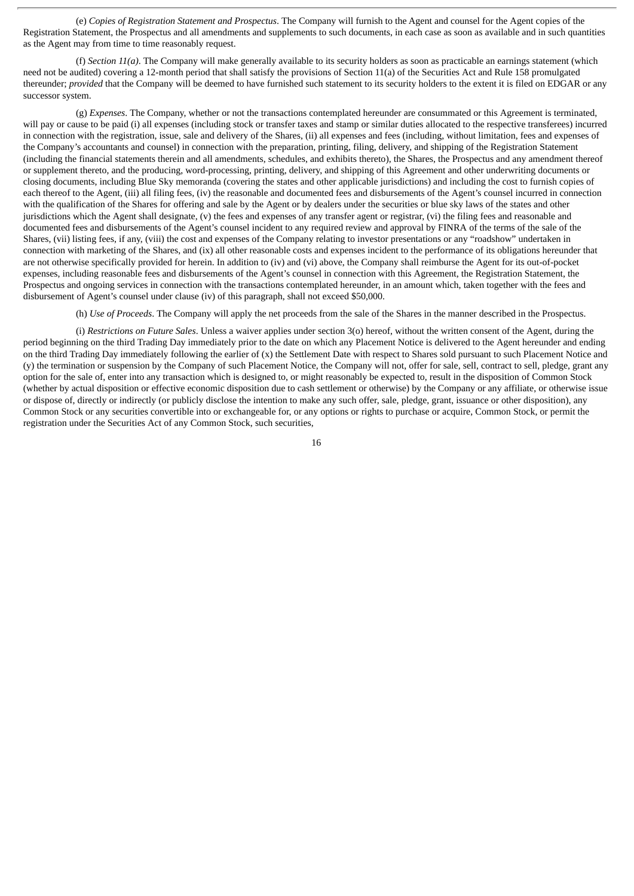(e) *Copies of Registration Statement and Prospectus*. The Company will furnish to the Agent and counsel for the Agent copies of the Registration Statement, the Prospectus and all amendments and supplements to such documents, in each case as soon as available and in such quantities as the Agent may from time to time reasonably request.

(f) *Section 11(a)*. The Company will make generally available to its security holders as soon as practicable an earnings statement (which need not be audited) covering a 12-month period that shall satisfy the provisions of Section 11(a) of the Securities Act and Rule 158 promulgated thereunder; *provided* that the Company will be deemed to have furnished such statement to its security holders to the extent it is filed on EDGAR or any successor system.

(g) *Expenses*. The Company, whether or not the transactions contemplated hereunder are consummated or this Agreement is terminated, will pay or cause to be paid (i) all expenses (including stock or transfer taxes and stamp or similar duties allocated to the respective transferees) incurred in connection with the registration, issue, sale and delivery of the Shares, (ii) all expenses and fees (including, without limitation, fees and expenses of the Company's accountants and counsel) in connection with the preparation, printing, filing, delivery, and shipping of the Registration Statement (including the financial statements therein and all amendments, schedules, and exhibits thereto), the Shares, the Prospectus and any amendment thereof or supplement thereto, and the producing, word-processing, printing, delivery, and shipping of this Agreement and other underwriting documents or closing documents, including Blue Sky memoranda (covering the states and other applicable jurisdictions) and including the cost to furnish copies of each thereof to the Agent, (iii) all filing fees, (iv) the reasonable and documented fees and disbursements of the Agent's counsel incurred in connection with the qualification of the Shares for offering and sale by the Agent or by dealers under the securities or blue sky laws of the states and other jurisdictions which the Agent shall designate, (v) the fees and expenses of any transfer agent or registrar, (vi) the filing fees and reasonable and documented fees and disbursements of the Agent's counsel incident to any required review and approval by FINRA of the terms of the sale of the Shares, (vii) listing fees, if any, (viii) the cost and expenses of the Company relating to investor presentations or any "roadshow" undertaken in connection with marketing of the Shares, and (ix) all other reasonable costs and expenses incident to the performance of its obligations hereunder that are not otherwise specifically provided for herein. In addition to (iv) and (vi) above, the Company shall reimburse the Agent for its out-of-pocket expenses, including reasonable fees and disbursements of the Agent's counsel in connection with this Agreement, the Registration Statement, the Prospectus and ongoing services in connection with the transactions contemplated hereunder, in an amount which, taken together with the fees and disbursement of Agent's counsel under clause (iv) of this paragraph, shall not exceed $50,000.

(h) *Use of Proceeds*. The Company will apply the net proceeds from the sale of the Shares in the manner described in the Prospectus.

(i) *Restrictions on Future Sales*. Unless a waiver applies under section 3(o) hereof, without the written consent of the Agent, during the period beginning on the third Trading Day immediately prior to the date on which any Placement Notice is delivered to the Agent hereunder and ending on the third Trading Day immediately following the earlier of (x) the Settlement Date with respect to Shares sold pursuant to such Placement Notice and (y) the termination or suspension by the Company of such Placement Notice, the Company will not, offer for sale, sell, contract to sell, pledge, grant any option for the sale of, enter into any transaction which is designed to, or might reasonably be expected to, result in the disposition of Common Stock (whether by actual disposition or effective economic disposition due to cash settlement or otherwise) by the Company or any affiliate, or otherwise issue or dispose of, directly or indirectly (or publicly disclose the intention to make any such offer, sale, pledge, grant, issuance or other disposition), any Common Stock or any securities convertible into or exchangeable for, or any options or rights to purchase or acquire, Common Stock, or permit the registration under the Securities Act of any Common Stock, such securities,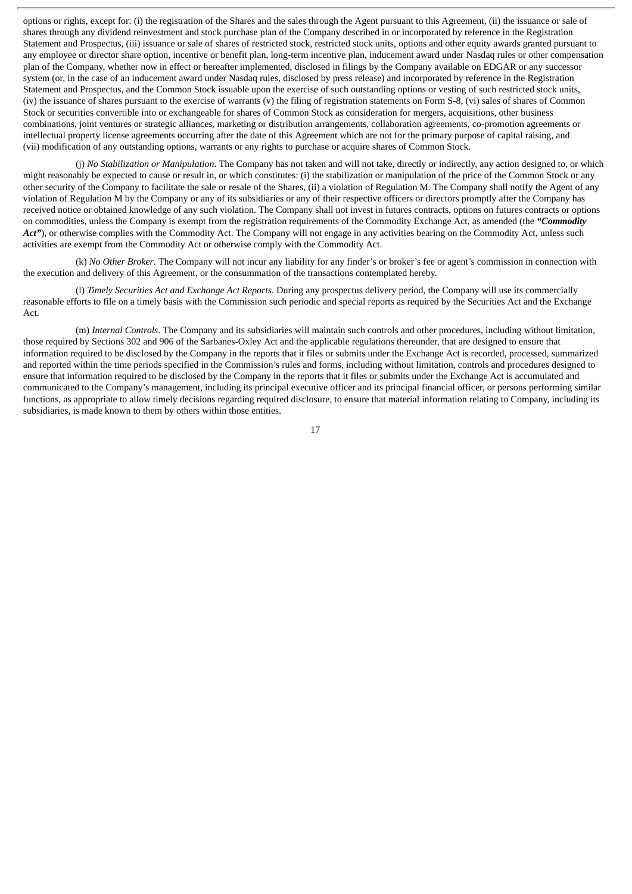options or rights, except for: (i) the registration of the Shares and the sales through the Agent pursuant to this Agreement, (ii) the issuance or sale of shares through any dividend reinvestment and stock purchase plan of the Company described in or incorporated by reference in the Registration Statement and Prospectus, (iii) issuance or sale of shares of restricted stock, restricted stock units, options and other equity awards granted pursuant to any employee or director share option, incentive or benefit plan, long-term incentive plan, inducement award under Nasdaq rules or other compensation plan of the Company, whether now in effect or hereafter implemented, disclosed in filings by the Company available on EDGAR or any successor system (or, in the case of an inducement award under Nasdaq rules, disclosed by press release) and incorporated by reference in the Registration Statement and Prospectus, and the Common Stock issuable upon the exercise of such outstanding options or vesting of such restricted stock units, (iv) the issuance of shares pursuant to the exercise of warrants (v) the filing of registration statements on Form S-8, (vi) sales of shares of Common Stock or securities convertible into or exchangeable for shares of Common Stock as consideration for mergers, acquisitions, other business combinations, joint ventures or strategic alliances, marketing or distribution arrangements, collaboration agreements, co-promotion agreements or intellectual property license agreements occurring after the date of this Agreement which are not for the primary purpose of capital raising, and (vii) modification of any outstanding options, warrants or any rights to purchase or acquire shares of Common Stock.

(j) *No Stabilization or Manipulation*. The Company has not taken and will not take, directly or indirectly, any action designed to, or which might reasonably be expected to cause or result in, or which constitutes: (i) the stabilization or manipulation of the price of the Common Stock or any other security of the Company to facilitate the sale or resale of the Shares, (ii) a violation of Regulation M. The Company shall notify the Agent of any violation of Regulation M by the Company or any of its subsidiaries or any of their respective officers or directors promptly after the Company has received notice or obtained knowledge of any such violation. The Company shall not invest in futures contracts, options on futures contracts or options on commodities, unless the Company is exempt from the registration requirements of the Commodity Exchange Act, as amended (the ***"Commodity Act"***), or otherwise complies with the Commodity Act. The Company will not engage in any activities bearing on the Commodity Act, unless such activities are exempt from the Commodity Act or otherwise comply with the Commodity Act.

(k) *No Other Broker*. The Company will not incur any liability for any finder's or broker's fee or agent's commission in connection with the execution and delivery of this Agreement, or the consummation of the transactions contemplated hereby.

(l) *Timely Securities Act and Exchange Act Reports*. During any prospectus delivery period, the Company will use its commercially reasonable efforts to file on a timely basis with the Commission such periodic and special reports as required by the Securities Act and the Exchange Act.

(m) *Internal Controls*. The Company and its subsidiaries will maintain such controls and other procedures, including without limitation, those required by Sections 302 and 906 of the Sarbanes-Oxley Act and the applicable regulations thereunder, that are designed to ensure that information required to be disclosed by the Company in the reports that it files or submits under the Exchange Act is recorded, processed, summarized and reported within the time periods specified in the Commission's rules and forms, including without limitation, controls and procedures designed to ensure that information required to be disclosed by the Company in the reports that it files or submits under the Exchange Act is accumulated and communicated to the Company's management, including its principal executive officer and its principal financial officer, or persons performing similar functions, as appropriate to allow timely decisions regarding required disclosure, to ensure that material information relating to Company, including its subsidiaries, is made known to them by others within those entities.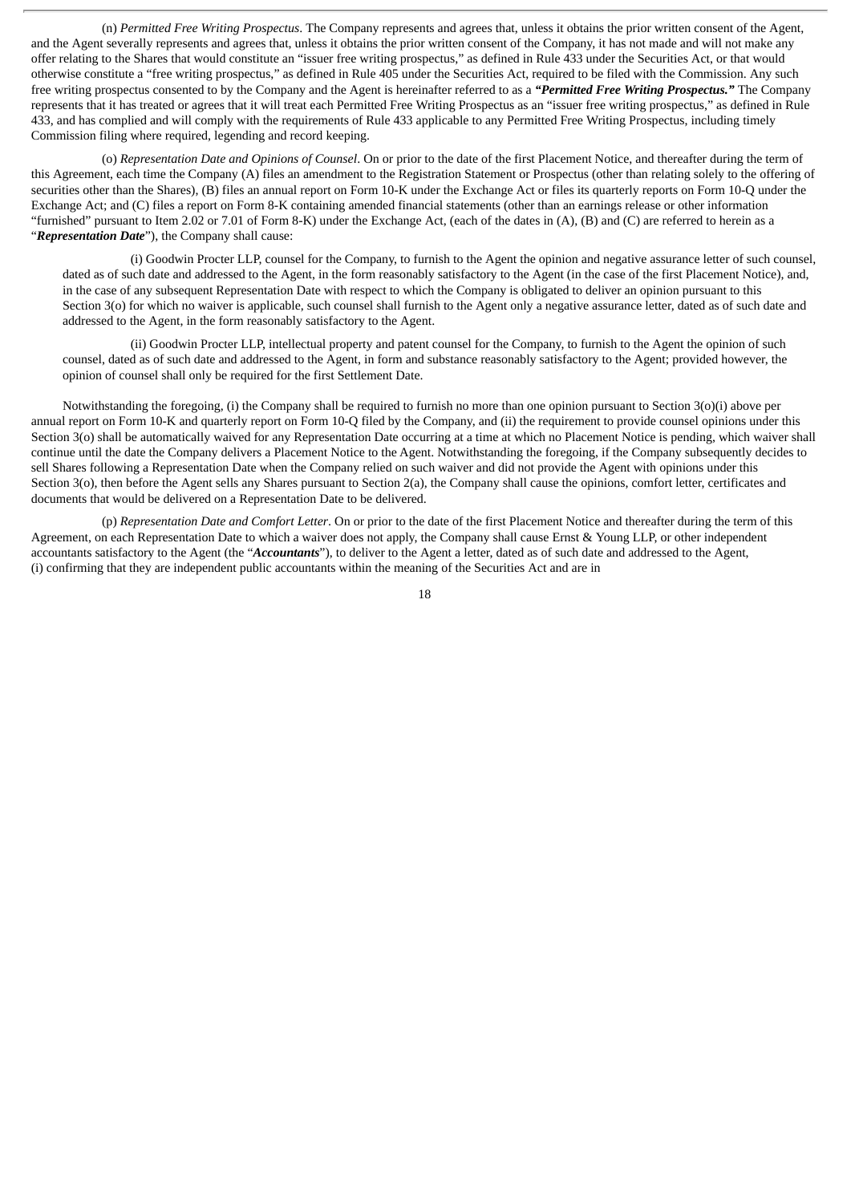(n) *Permitted Free Writing Prospectus*. The Company represents and agrees that, unless it obtains the prior written consent of the Agent, and the Agent severally represents and agrees that, unless it obtains the prior written consent of the Company, it has not made and will not make any offer relating to the Shares that would constitute an "issuer free writing prospectus," as defined in Rule 433 under the Securities Act, or that would otherwise constitute a "free writing prospectus," as defined in Rule 405 under the Securities Act, required to be filed with the Commission. Any such free writing prospectus consented to by the Company and the Agent is hereinafter referred to as a ***"Permitted Free Writing Prospectus."*** The Company represents that it has treated or agrees that it will treat each Permitted Free Writing Prospectus as an "issuer free writing prospectus," as defined in Rule 433, and has complied and will comply with the requirements of Rule 433 applicable to any Permitted Free Writing Prospectus, including timely Commission filing where required, legending and record keeping.

(o) *Representation Date and Opinions of Counsel*. On or prior to the date of the first Placement Notice, and thereafter during the term of this Agreement, each time the Company (A) files an amendment to the Registration Statement or Prospectus (other than relating solely to the offering of securities other than the Shares), (B) files an annual report on Form 10-K under the Exchange Act or files its quarterly reports on Form 10-Q under the Exchange Act; and (C) files a report on Form 8-K containing amended financial statements (other than an earnings release or other information "furnished" pursuant to Item 2.02 or 7.01 of Form 8-K) under the Exchange Act, (each of the dates in (A), (B) and (C) are referred to herein as a "***Representation Date***"), the Company shall cause:

(i) Goodwin Procter LLP, counsel for the Company, to furnish to the Agent the opinion and negative assurance letter of such counsel, dated as of such date and addressed to the Agent, in the form reasonably satisfactory to the Agent (in the case of the first Placement Notice), and, in the case of any subsequent Representation Date with respect to which the Company is obligated to deliver an opinion pursuant to this Section 3(o) for which no waiver is applicable, such counsel shall furnish to the Agent only a negative assurance letter, dated as of such date and addressed to the Agent, in the form reasonably satisfactory to the Agent.

(ii) Goodwin Procter LLP, intellectual property and patent counsel for the Company, to furnish to the Agent the opinion of such counsel, dated as of such date and addressed to the Agent, in form and substance reasonably satisfactory to the Agent; provided however, the opinion of counsel shall only be required for the first Settlement Date.

Notwithstanding the foregoing, (i) the Company shall be required to furnish no more than one opinion pursuant to Section 3(o)(i) above per annual report on Form 10-K and quarterly report on Form 10-Q filed by the Company, and (ii) the requirement to provide counsel opinions under this Section 3(o) shall be automatically waived for any Representation Date occurring at a time at which no Placement Notice is pending, which waiver shall continue until the date the Company delivers a Placement Notice to the Agent. Notwithstanding the foregoing, if the Company subsequently decides to sell Shares following a Representation Date when the Company relied on such waiver and did not provide the Agent with opinions under this Section 3(o), then before the Agent sells any Shares pursuant to Section 2(a), the Company shall cause the opinions, comfort letter, certificates and documents that would be delivered on a Representation Date to be delivered.

(p) *Representation Date and Comfort Letter*. On or prior to the date of the first Placement Notice and thereafter during the term of this Agreement, on each Representation Date to which a waiver does not apply, the Company shall cause Ernst & Young LLP, or other independent accountants satisfactory to the Agent (the "***Accountants***"), to deliver to the Agent a letter, dated as of such date and addressed to the Agent, (i) confirming that they are independent public accountants within the meaning of the Securities Act and are in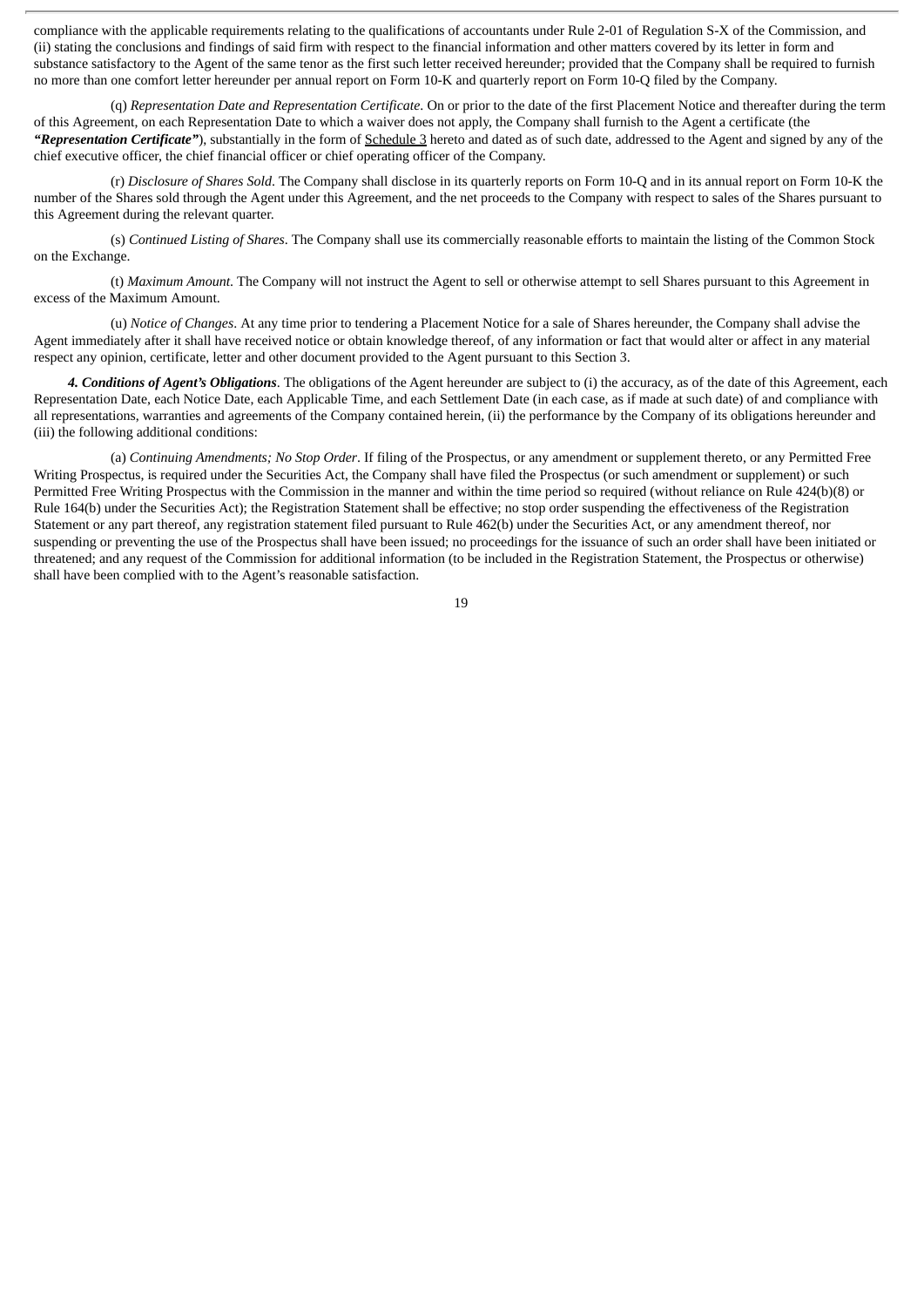compliance with the applicable requirements relating to the qualifications of accountants under Rule 2-01 of Regulation S-X of the Commission, and (ii) stating the conclusions and findings of said firm with respect to the financial information and other matters covered by its letter in form and substance satisfactory to the Agent of the same tenor as the first such letter received hereunder; provided that the Company shall be required to furnish no more than one comfort letter hereunder per annual report on Form 10-K and quarterly report on Form 10-Q filed by the Company.

(q) *Representation Date and Representation Certificate*. On or prior to the date of the first Placement Notice and thereafter during the term of this Agreement, on each Representation Date to which a waiver does not apply, the Company shall furnish to the Agent a certificate (the ***"Representation Certificate"***), substantially in the form of Schedule 3 hereto and dated as of such date, addressed to the Agent and signed by any of the chief executive officer, the chief financial officer or chief operating officer of the Company.

(r) *Disclosure of Shares Sold*. The Company shall disclose in its quarterly reports on Form 10-Q and in its annual report on Form 10-K the number of the Shares sold through the Agent under this Agreement, and the net proceeds to the Company with respect to sales of the Shares pursuant to this Agreement during the relevant quarter.

(s) *Continued Listing of Shares*. The Company shall use its commercially reasonable efforts to maintain the listing of the Common Stock on the Exchange.

(t) *Maximum Amount*. The Company will not instruct the Agent to sell or otherwise attempt to sell Shares pursuant to this Agreement in excess of the Maximum Amount.

(u) *Notice of Changes*. At any time prior to tendering a Placement Notice for a sale of Shares hereunder, the Company shall advise the Agent immediately after it shall have received notice or obtain knowledge thereof, of any information or fact that would alter or affect in any material respect any opinion, certificate, letter and other document provided to the Agent pursuant to this Section 3.

***4. Conditions of Agent's Obligations***. The obligations of the Agent hereunder are subject to (i) the accuracy, as of the date of this Agreement, each Representation Date, each Notice Date, each Applicable Time, and each Settlement Date (in each case, as if made at such date) of and compliance with all representations, warranties and agreements of the Company contained herein, (ii) the performance by the Company of its obligations hereunder and (iii) the following additional conditions:

(a) *Continuing Amendments; No Stop Order*. If filing of the Prospectus, or any amendment or supplement thereto, or any Permitted Free Writing Prospectus, is required under the Securities Act, the Company shall have filed the Prospectus (or such amendment or supplement) or such Permitted Free Writing Prospectus with the Commission in the manner and within the time period so required (without reliance on Rule 424(b)(8) or Rule 164(b) under the Securities Act); the Registration Statement shall be effective; no stop order suspending the effectiveness of the Registration Statement or any part thereof, any registration statement filed pursuant to Rule 462(b) under the Securities Act, or any amendment thereof, nor suspending or preventing the use of the Prospectus shall have been issued; no proceedings for the issuance of such an order shall have been initiated or threatened; and any request of the Commission for additional information (to be included in the Registration Statement, the Prospectus or otherwise) shall have been complied with to the Agent's reasonable satisfaction.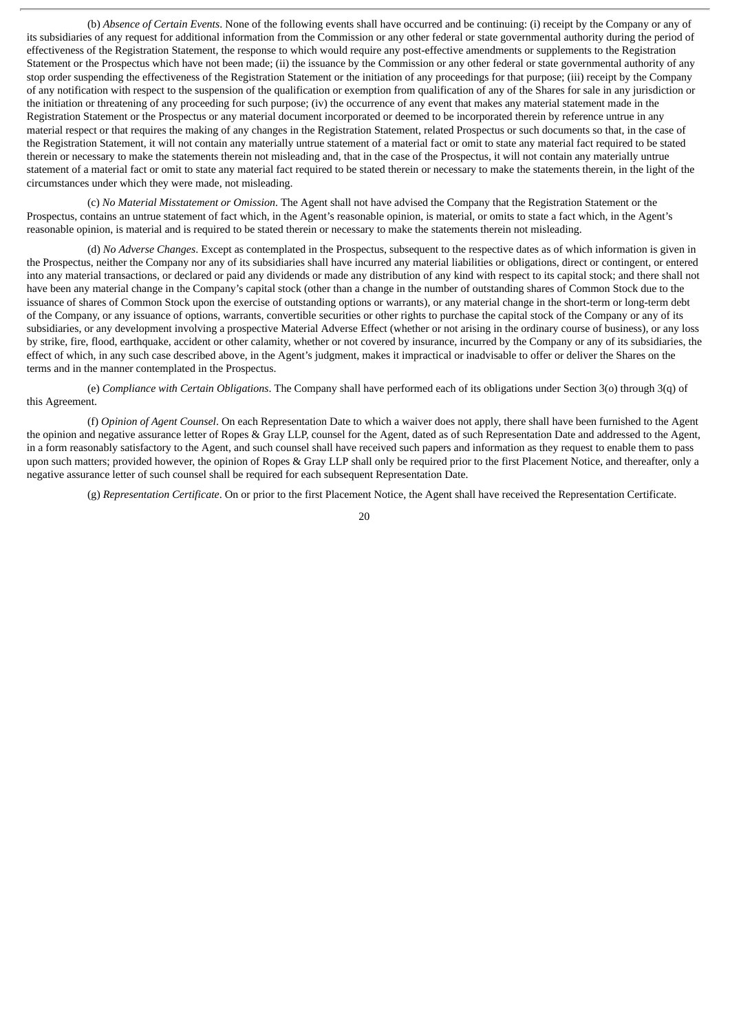(b) *Absence of Certain Events*. None of the following events shall have occurred and be continuing: (i) receipt by the Company or any of its subsidiaries of any request for additional information from the Commission or any other federal or state governmental authority during the period of effectiveness of the Registration Statement, the response to which would require any post-effective amendments or supplements to the Registration Statement or the Prospectus which have not been made; (ii) the issuance by the Commission or any other federal or state governmental authority of any stop order suspending the effectiveness of the Registration Statement or the initiation of any proceedings for that purpose; (iii) receipt by the Company of any notification with respect to the suspension of the qualification or exemption from qualification of any of the Shares for sale in any jurisdiction or the initiation or threatening of any proceeding for such purpose; (iv) the occurrence of any event that makes any material statement made in the Registration Statement or the Prospectus or any material document incorporated or deemed to be incorporated therein by reference untrue in any material respect or that requires the making of any changes in the Registration Statement, related Prospectus or such documents so that, in the case of the Registration Statement, it will not contain any materially untrue statement of a material fact or omit to state any material fact required to be stated therein or necessary to make the statements therein not misleading and, that in the case of the Prospectus, it will not contain any materially untrue statement of a material fact or omit to state any material fact required to be stated therein or necessary to make the statements therein, in the light of the circumstances under which they were made, not misleading.

(c) *No Material Misstatement or Omission*. The Agent shall not have advised the Company that the Registration Statement or the Prospectus, contains an untrue statement of fact which, in the Agent's reasonable opinion, is material, or omits to state a fact which, in the Agent's reasonable opinion, is material and is required to be stated therein or necessary to make the statements therein not misleading.

(d) *No Adverse Changes*. Except as contemplated in the Prospectus, subsequent to the respective dates as of which information is given in the Prospectus, neither the Company nor any of its subsidiaries shall have incurred any material liabilities or obligations, direct or contingent, or entered into any material transactions, or declared or paid any dividends or made any distribution of any kind with respect to its capital stock; and there shall not have been any material change in the Company's capital stock (other than a change in the number of outstanding shares of Common Stock due to the issuance of shares of Common Stock upon the exercise of outstanding options or warrants), or any material change in the short-term or long-term debt of the Company, or any issuance of options, warrants, convertible securities or other rights to purchase the capital stock of the Company or any of its subsidiaries, or any development involving a prospective Material Adverse Effect (whether or not arising in the ordinary course of business), or any loss by strike, fire, flood, earthquake, accident or other calamity, whether or not covered by insurance, incurred by the Company or any of its subsidiaries, the effect of which, in any such case described above, in the Agent's judgment, makes it impractical or inadvisable to offer or deliver the Shares on the terms and in the manner contemplated in the Prospectus.

(e) *Compliance with Certain Obligations*. The Company shall have performed each of its obligations under Section 3(o) through 3(q) of this Agreement.

(f) *Opinion of Agent Counsel*. On each Representation Date to which a waiver does not apply, there shall have been furnished to the Agent the opinion and negative assurance letter of Ropes & Gray LLP, counsel for the Agent, dated as of such Representation Date and addressed to the Agent, in a form reasonably satisfactory to the Agent, and such counsel shall have received such papers and information as they request to enable them to pass upon such matters; provided however, the opinion of Ropes & Gray LLP shall only be required prior to the first Placement Notice, and thereafter, only a negative assurance letter of such counsel shall be required for each subsequent Representation Date.

(g) *Representation Certificate*. On or prior to the first Placement Notice, the Agent shall have received the Representation Certificate.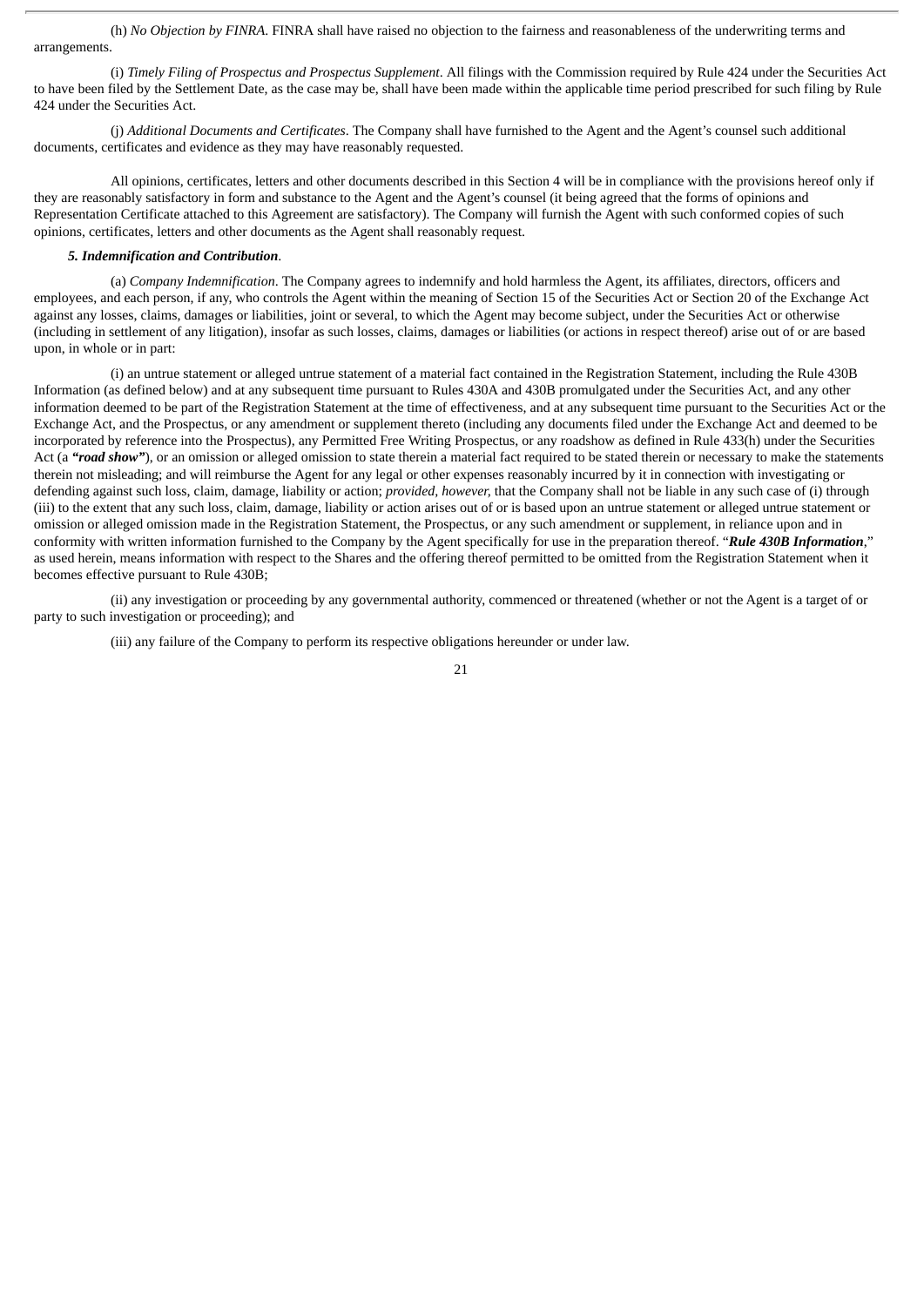(h) *No Objection by FINRA*. FINRA shall have raised no objection to the fairness and reasonableness of the underwriting terms and arrangements.

(i) *Timely Filing of Prospectus and Prospectus Supplement*. All filings with the Commission required by Rule 424 under the Securities Act to have been filed by the Settlement Date, as the case may be, shall have been made within the applicable time period prescribed for such filing by Rule 424 under the Securities Act.

(j) *Additional Documents and Certificates*. The Company shall have furnished to the Agent and the Agent's counsel such additional documents, certificates and evidence as they may have reasonably requested.

All opinions, certificates, letters and other documents described in this Section 4 will be in compliance with the provisions hereof only if they are reasonably satisfactory in form and substance to the Agent and the Agent's counsel (it being agreed that the forms of opinions and Representation Certificate attached to this Agreement are satisfactory). The Company will furnish the Agent with such conformed copies of such opinions, certificates, letters and other documents as the Agent shall reasonably request.

***5. Indemnification and Contribution***.

(a) *Company Indemnification*. The Company agrees to indemnify and hold harmless the Agent, its affiliates, directors, officers and employees, and each person, if any, who controls the Agent within the meaning of Section 15 of the Securities Act or Section 20 of the Exchange Act against any losses, claims, damages or liabilities, joint or several, to which the Agent may become subject, under the Securities Act or otherwise (including in settlement of any litigation), insofar as such losses, claims, damages or liabilities (or actions in respect thereof) arise out of or are based upon, in whole or in part:

(i) an untrue statement or alleged untrue statement of a material fact contained in the Registration Statement, including the Rule 430B Information (as defined below) and at any subsequent time pursuant to Rules 430A and 430B promulgated under the Securities Act, and any other information deemed to be part of the Registration Statement at the time of effectiveness, and at any subsequent time pursuant to the Securities Act or the Exchange Act, and the Prospectus, or any amendment or supplement thereto (including any documents filed under the Exchange Act and deemed to be incorporated by reference into the Prospectus), any Permitted Free Writing Prospectus, or any roadshow as defined in Rule 433(h) under the Securities Act (a ***"road show"***), or an omission or alleged omission to state therein a material fact required to be stated therein or necessary to make the statements therein not misleading; and will reimburse the Agent for any legal or other expenses reasonably incurred by it in connection with investigating or defending against such loss, claim, damage, liability or action; *provided, however,* that the Company shall not be liable in any such case of (i) through (iii) to the extent that any such loss, claim, damage, liability or action arises out of or is based upon an untrue statement or alleged untrue statement or omission or alleged omission made in the Registration Statement, the Prospectus, or any such amendment or supplement, in reliance upon and in conformity with written information furnished to the Company by the Agent specifically for use in the preparation thereof. "***Rule 430B Information***," as used herein, means information with respect to the Shares and the offering thereof permitted to be omitted from the Registration Statement when it becomes effective pursuant to Rule 430B;

(ii) any investigation or proceeding by any governmental authority, commenced or threatened (whether or not the Agent is a target of or party to such investigation or proceeding); and

(iii) any failure of the Company to perform its respective obligations hereunder or under law.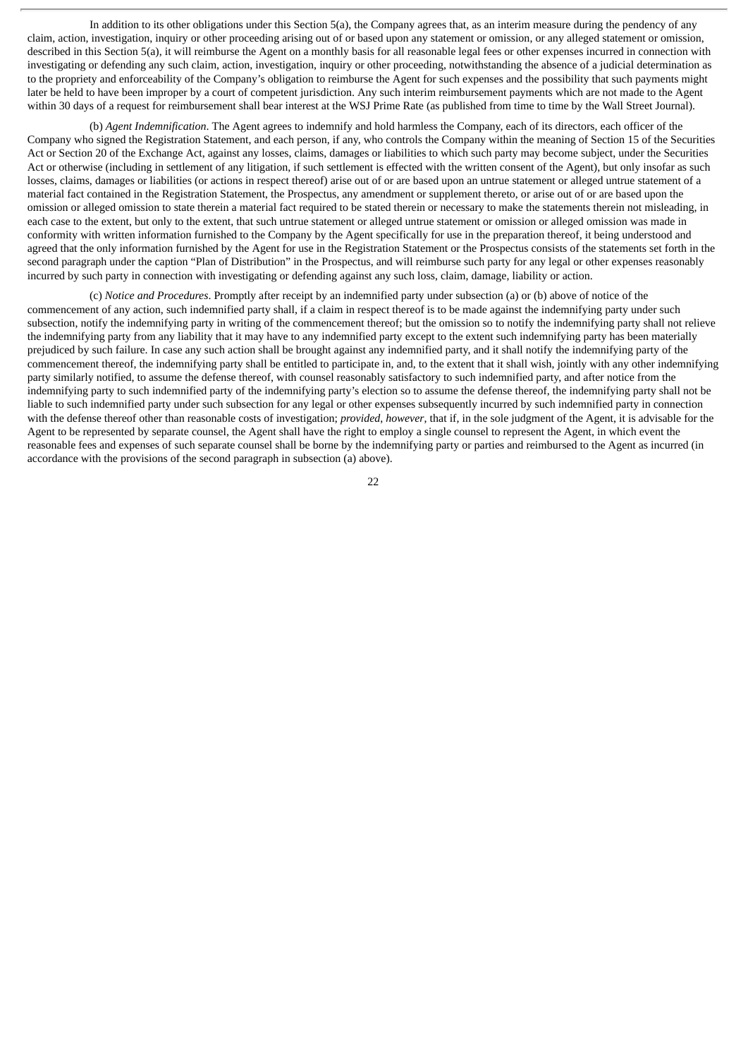In addition to its other obligations under this Section 5(a), the Company agrees that, as an interim measure during the pendency of any claim, action, investigation, inquiry or other proceeding arising out of or based upon any statement or omission, or any alleged statement or omission, described in this Section 5(a), it will reimburse the Agent on a monthly basis for all reasonable legal fees or other expenses incurred in connection with investigating or defending any such claim, action, investigation, inquiry or other proceeding, notwithstanding the absence of a judicial determination as to the propriety and enforceability of the Company's obligation to reimburse the Agent for such expenses and the possibility that such payments might later be held to have been improper by a court of competent jurisdiction. Any such interim reimbursement payments which are not made to the Agent within 30 days of a request for reimbursement shall bear interest at the WSJ Prime Rate (as published from time to time by the Wall Street Journal).

(b) *Agent Indemnification*. The Agent agrees to indemnify and hold harmless the Company, each of its directors, each officer of the Company who signed the Registration Statement, and each person, if any, who controls the Company within the meaning of Section 15 of the Securities Act or Section 20 of the Exchange Act, against any losses, claims, damages or liabilities to which such party may become subject, under the Securities Act or otherwise (including in settlement of any litigation, if such settlement is effected with the written consent of the Agent), but only insofar as such losses, claims, damages or liabilities (or actions in respect thereof) arise out of or are based upon an untrue statement or alleged untrue statement of a material fact contained in the Registration Statement, the Prospectus, any amendment or supplement thereto, or arise out of or are based upon the omission or alleged omission to state therein a material fact required to be stated therein or necessary to make the statements therein not misleading, in each case to the extent, but only to the extent, that such untrue statement or alleged untrue statement or omission or alleged omission was made in conformity with written information furnished to the Company by the Agent specifically for use in the preparation thereof, it being understood and agreed that the only information furnished by the Agent for use in the Registration Statement or the Prospectus consists of the statements set forth in the second paragraph under the caption "Plan of Distribution" in the Prospectus, and will reimburse such party for any legal or other expenses reasonably incurred by such party in connection with investigating or defending against any such loss, claim, damage, liability or action.

(c) *Notice and Procedures*. Promptly after receipt by an indemnified party under subsection (a) or (b) above of notice of the commencement of any action, such indemnified party shall, if a claim in respect thereof is to be made against the indemnifying party under such subsection, notify the indemnifying party in writing of the commencement thereof; but the omission so to notify the indemnifying party shall not relieve the indemnifying party from any liability that it may have to any indemnified party except to the extent such indemnifying party has been materially prejudiced by such failure. In case any such action shall be brought against any indemnified party, and it shall notify the indemnifying party of the commencement thereof, the indemnifying party shall be entitled to participate in, and, to the extent that it shall wish, jointly with any other indemnifying party similarly notified, to assume the defense thereof, with counsel reasonably satisfactory to such indemnified party, and after notice from the indemnifying party to such indemnified party of the indemnifying party's election so to assume the defense thereof, the indemnifying party shall not be liable to such indemnified party under such subsection for any legal or other expenses subsequently incurred by such indemnified party in connection with the defense thereof other than reasonable costs of investigation; *provided*, *however*, that if, in the sole judgment of the Agent, it is advisable for the Agent to be represented by separate counsel, the Agent shall have the right to employ a single counsel to represent the Agent, in which event the reasonable fees and expenses of such separate counsel shall be borne by the indemnifying party or parties and reimbursed to the Agent as incurred (in accordance with the provisions of the second paragraph in subsection (a) above).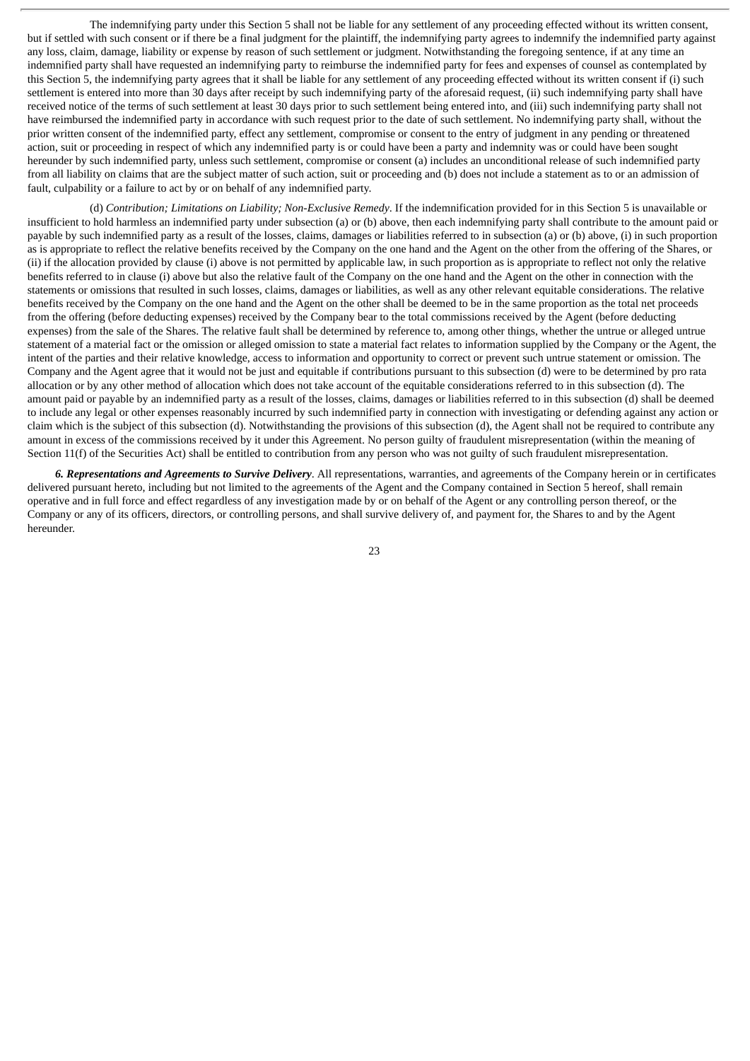The indemnifying party under this Section 5 shall not be liable for any settlement of any proceeding effected without its written consent, but if settled with such consent or if there be a final judgment for the plaintiff, the indemnifying party agrees to indemnify the indemnified party against any loss, claim, damage, liability or expense by reason of such settlement or judgment. Notwithstanding the foregoing sentence, if at any time an indemnified party shall have requested an indemnifying party to reimburse the indemnified party for fees and expenses of counsel as contemplated by this Section 5, the indemnifying party agrees that it shall be liable for any settlement of any proceeding effected without its written consent if (i) such settlement is entered into more than 30 days after receipt by such indemnifying party of the aforesaid request, (ii) such indemnifying party shall have received notice of the terms of such settlement at least 30 days prior to such settlement being entered into, and (iii) such indemnifying party shall not have reimbursed the indemnified party in accordance with such request prior to the date of such settlement. No indemnifying party shall, without the prior written consent of the indemnified party, effect any settlement, compromise or consent to the entry of judgment in any pending or threatened action, suit or proceeding in respect of which any indemnified party is or could have been a party and indemnity was or could have been sought hereunder by such indemnified party, unless such settlement, compromise or consent (a) includes an unconditional release of such indemnified party from all liability on claims that are the subject matter of such action, suit or proceeding and (b) does not include a statement as to or an admission of fault, culpability or a failure to act by or on behalf of any indemnified party.

(d) *Contribution; Limitations on Liability; Non-Exclusive Remedy*. If the indemnification provided for in this Section 5 is unavailable or insufficient to hold harmless an indemnified party under subsection (a) or (b) above, then each indemnifying party shall contribute to the amount paid or payable by such indemnified party as a result of the losses, claims, damages or liabilities referred to in subsection (a) or (b) above, (i) in such proportion as is appropriate to reflect the relative benefits received by the Company on the one hand and the Agent on the other from the offering of the Shares, or (ii) if the allocation provided by clause (i) above is not permitted by applicable law, in such proportion as is appropriate to reflect not only the relative benefits referred to in clause (i) above but also the relative fault of the Company on the one hand and the Agent on the other in connection with the statements or omissions that resulted in such losses, claims, damages or liabilities, as well as any other relevant equitable considerations. The relative benefits received by the Company on the one hand and the Agent on the other shall be deemed to be in the same proportion as the total net proceeds from the offering (before deducting expenses) received by the Company bear to the total commissions received by the Agent (before deducting expenses) from the sale of the Shares. The relative fault shall be determined by reference to, among other things, whether the untrue or alleged untrue statement of a material fact or the omission or alleged omission to state a material fact relates to information supplied by the Company or the Agent, the intent of the parties and their relative knowledge, access to information and opportunity to correct or prevent such untrue statement or omission. The Company and the Agent agree that it would not be just and equitable if contributions pursuant to this subsection (d) were to be determined by pro rata allocation or by any other method of allocation which does not take account of the equitable considerations referred to in this subsection (d). The amount paid or payable by an indemnified party as a result of the losses, claims, damages or liabilities referred to in this subsection (d) shall be deemed to include any legal or other expenses reasonably incurred by such indemnified party in connection with investigating or defending against any action or claim which is the subject of this subsection (d). Notwithstanding the provisions of this subsection (d), the Agent shall not be required to contribute any amount in excess of the commissions received by it under this Agreement. No person guilty of fraudulent misrepresentation (within the meaning of Section 11(f) of the Securities Act) shall be entitled to contribution from any person who was not guilty of such fraudulent misrepresentation.

***6. Representations and Agreements to Survive Delivery***. All representations, warranties, and agreements of the Company herein or in certificates delivered pursuant hereto, including but not limited to the agreements of the Agent and the Company contained in Section 5 hereof, shall remain operative and in full force and effect regardless of any investigation made by or on behalf of the Agent or any controlling person thereof, or the Company or any of its officers, directors, or controlling persons, and shall survive delivery of, and payment for, the Shares to and by the Agent hereunder.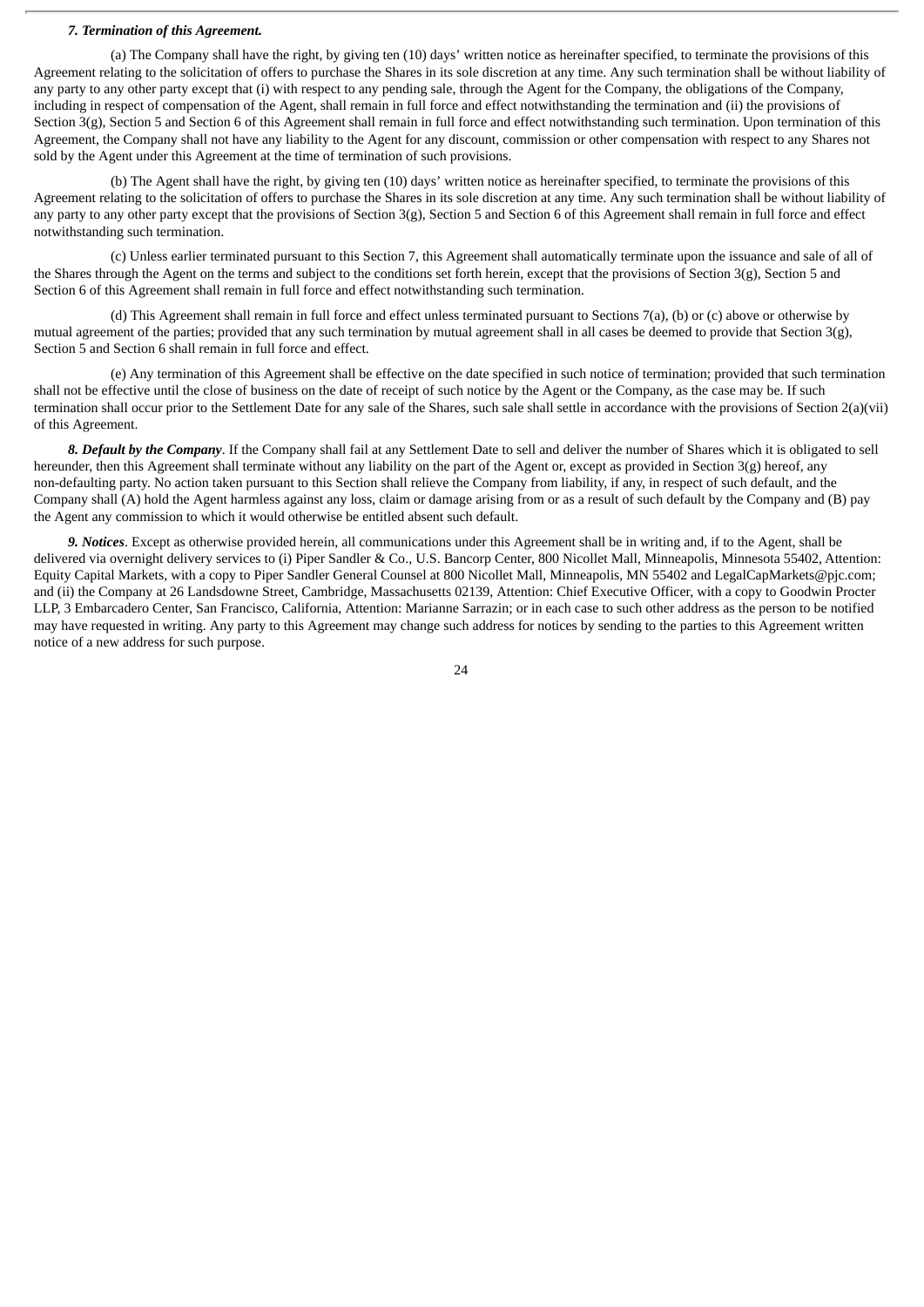***7. Termination of this Agreement.***

(a) The Company shall have the right, by giving ten (10) days' written notice as hereinafter specified, to terminate the provisions of this Agreement relating to the solicitation of offers to purchase the Shares in its sole discretion at any time. Any such termination shall be without liability of any party to any other party except that (i) with respect to any pending sale, through the Agent for the Company, the obligations of the Company, including in respect of compensation of the Agent, shall remain in full force and effect notwithstanding the termination and (ii) the provisions of Section 3(g), Section 5 and Section 6 of this Agreement shall remain in full force and effect notwithstanding such termination. Upon termination of this Agreement, the Company shall not have any liability to the Agent for any discount, commission or other compensation with respect to any Shares not sold by the Agent under this Agreement at the time of termination of such provisions.

(b) The Agent shall have the right, by giving ten (10) days' written notice as hereinafter specified, to terminate the provisions of this Agreement relating to the solicitation of offers to purchase the Shares in its sole discretion at any time. Any such termination shall be without liability of any party to any other party except that the provisions of Section 3(g), Section 5 and Section 6 of this Agreement shall remain in full force and effect notwithstanding such termination.

(c) Unless earlier terminated pursuant to this Section 7, this Agreement shall automatically terminate upon the issuance and sale of all of the Shares through the Agent on the terms and subject to the conditions set forth herein, except that the provisions of Section 3(g), Section 5 and Section 6 of this Agreement shall remain in full force and effect notwithstanding such termination.

(d) This Agreement shall remain in full force and effect unless terminated pursuant to Sections 7(a), (b) or (c) above or otherwise by mutual agreement of the parties; provided that any such termination by mutual agreement shall in all cases be deemed to provide that Section 3(g), Section 5 and Section 6 shall remain in full force and effect.

(e) Any termination of this Agreement shall be effective on the date specified in such notice of termination; provided that such termination shall not be effective until the close of business on the date of receipt of such notice by the Agent or the Company, as the case may be. If such termination shall occur prior to the Settlement Date for any sale of the Shares, such sale shall settle in accordance with the provisions of Section 2(a)(vii) of this Agreement.

***8. Default by the Company***. If the Company shall fail at any Settlement Date to sell and deliver the number of Shares which it is obligated to sell hereunder, then this Agreement shall terminate without any liability on the part of the Agent or, except as provided in Section 3(g) hereof, any non-defaulting party. No action taken pursuant to this Section shall relieve the Company from liability, if any, in respect of such default, and the Company shall (A) hold the Agent harmless against any loss, claim or damage arising from or as a result of such default by the Company and (B) pay the Agent any commission to which it would otherwise be entitled absent such default.

***9. Notices***. Except as otherwise provided herein, all communications under this Agreement shall be in writing and, if to the Agent, shall be delivered via overnight delivery services to (i) Piper Sandler & Co., U.S. Bancorp Center, 800 Nicollet Mall, Minneapolis, Minnesota 55402, Attention: Equity Capital Markets, with a copy to Piper Sandler General Counsel at 800 Nicollet Mall, Minneapolis, MN 55402 and LegalCapMarkets@pjc.com; and (ii) the Company at 26 Landsdowne Street, Cambridge, Massachusetts 02139, Attention: Chief Executive Officer, with a copy to Goodwin Procter LLP, 3 Embarcadero Center, San Francisco, California, Attention: Marianne Sarrazin; or in each case to such other address as the person to be notified may have requested in writing. Any party to this Agreement may change such address for notices by sending to the parties to this Agreement written notice of a new address for such purpose.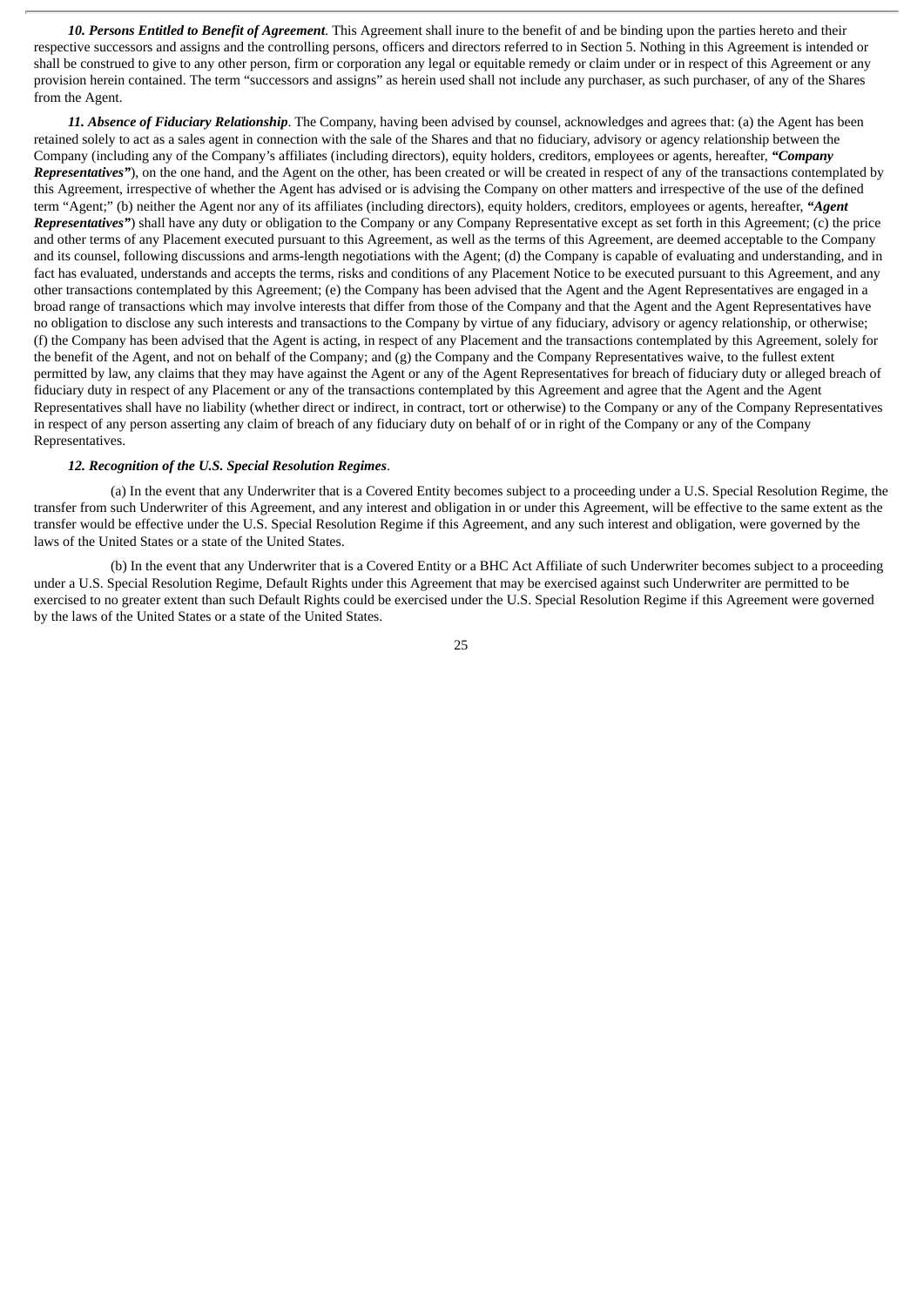***10. Persons Entitled to Benefit of Agreement***. This Agreement shall inure to the benefit of and be binding upon the parties hereto and their respective successors and assigns and the controlling persons, officers and directors referred to in Section 5. Nothing in this Agreement is intended or shall be construed to give to any other person, firm or corporation any legal or equitable remedy or claim under or in respect of this Agreement or any provision herein contained. The term "successors and assigns" as herein used shall not include any purchaser, as such purchaser, of any of the Shares from the Agent.

***11. Absence of Fiduciary Relationship***. The Company, having been advised by counsel, acknowledges and agrees that: (a) the Agent has been retained solely to act as a sales agent in connection with the sale of the Shares and that no fiduciary, advisory or agency relationship between the Company (including any of the Company's affiliates (including directors), equity holders, creditors, employees or agents, hereafter, ***"Company Representatives"***), on the one hand, and the Agent on the other, has been created or will be created in respect of any of the transactions contemplated by this Agreement, irrespective of whether the Agent has advised or is advising the Company on other matters and irrespective of the use of the defined term "Agent;" (b) neither the Agent nor any of its affiliates (including directors), equity holders, creditors, employees or agents, hereafter, ***"Agent Representatives"***) shall have any duty or obligation to the Company or any Company Representative except as set forth in this Agreement; (c) the price and other terms of any Placement executed pursuant to this Agreement, as well as the terms of this Agreement, are deemed acceptable to the Company and its counsel, following discussions and arms-length negotiations with the Agent; (d) the Company is capable of evaluating and understanding, and in fact has evaluated, understands and accepts the terms, risks and conditions of any Placement Notice to be executed pursuant to this Agreement, and any other transactions contemplated by this Agreement; (e) the Company has been advised that the Agent and the Agent Representatives are engaged in a broad range of transactions which may involve interests that differ from those of the Company and that the Agent and the Agent Representatives have no obligation to disclose any such interests and transactions to the Company by virtue of any fiduciary, advisory or agency relationship, or otherwise; (f) the Company has been advised that the Agent is acting, in respect of any Placement and the transactions contemplated by this Agreement, solely for the benefit of the Agent, and not on behalf of the Company; and (g) the Company and the Company Representatives waive, to the fullest extent permitted by law, any claims that they may have against the Agent or any of the Agent Representatives for breach of fiduciary duty or alleged breach of fiduciary duty in respect of any Placement or any of the transactions contemplated by this Agreement and agree that the Agent and the Agent Representatives shall have no liability (whether direct or indirect, in contract, tort or otherwise) to the Company or any of the Company Representatives in respect of any person asserting any claim of breach of any fiduciary duty on behalf of or in right of the Company or any of the Company Representatives.

***12. Recognition of the U.S. Special Resolution Regimes***.

(a) In the event that any Underwriter that is a Covered Entity becomes subject to a proceeding under a U.S. Special Resolution Regime, the transfer from such Underwriter of this Agreement, and any interest and obligation in or under this Agreement, will be effective to the same extent as the transfer would be effective under the U.S. Special Resolution Regime if this Agreement, and any such interest and obligation, were governed by the laws of the United States or a state of the United States.

(b) In the event that any Underwriter that is a Covered Entity or a BHC Act Affiliate of such Underwriter becomes subject to a proceeding under a U.S. Special Resolution Regime, Default Rights under this Agreement that may be exercised against such Underwriter are permitted to be exercised to no greater extent than such Default Rights could be exercised under the U.S. Special Resolution Regime if this Agreement were governed by the laws of the United States or a state of the United States.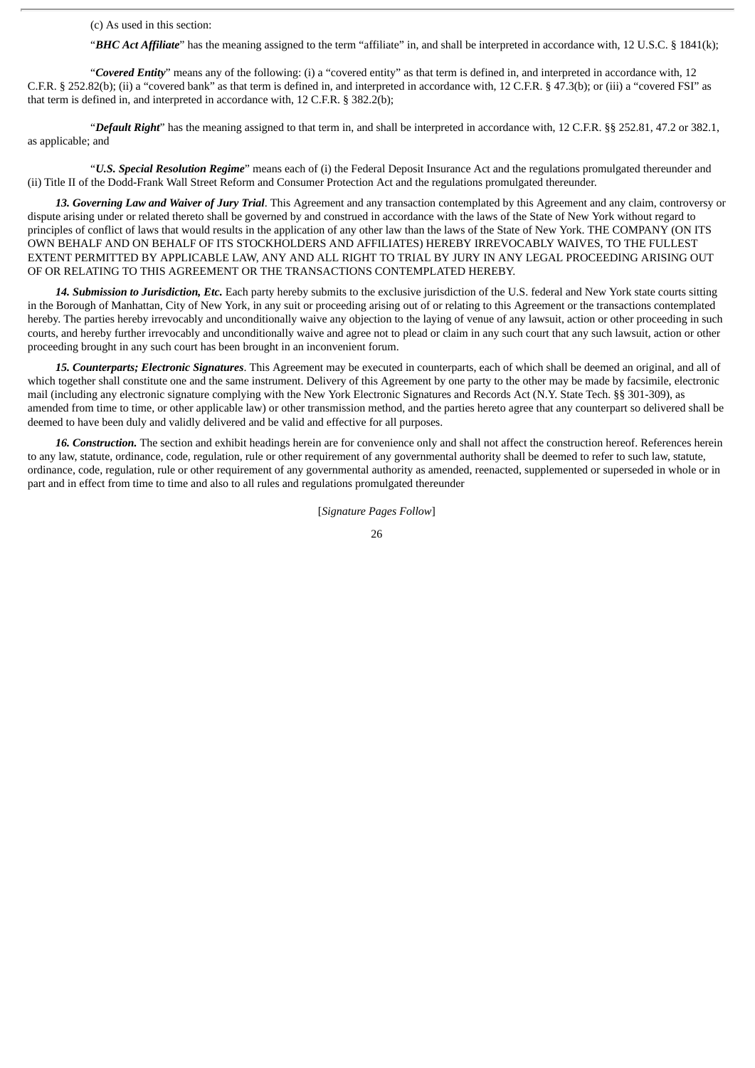(c) As used in this section:

"***BHC Act Affiliate***" has the meaning assigned to the term "affiliate" in, and shall be interpreted in accordance with, 12 U.S.C. § 1841(k);

"***Covered Entity***" means any of the following: (i) a "covered entity" as that term is defined in, and interpreted in accordance with, 12 C.F.R. § 252.82(b); (ii) a "covered bank" as that term is defined in, and interpreted in accordance with, 12 C.F.R. § 47.3(b); or (iii) a "covered FSI" as that term is defined in, and interpreted in accordance with, 12 C.F.R. § 382.2(b);

"***Default Right***" has the meaning assigned to that term in, and shall be interpreted in accordance with, 12 C.F.R. §§ 252.81, 47.2 or 382.1, as applicable; and

"***U.S. Special Resolution Regime***" means each of (i) the Federal Deposit Insurance Act and the regulations promulgated thereunder and (ii) Title II of the Dodd-Frank Wall Street Reform and Consumer Protection Act and the regulations promulgated thereunder.

***13. Governing Law and Waiver of Jury Trial***. This Agreement and any transaction contemplated by this Agreement and any claim, controversy or dispute arising under or related thereto shall be governed by and construed in accordance with the laws of the State of New York without regard to principles of conflict of laws that would results in the application of any other law than the laws of the State of New York. THE COMPANY (ON ITS OWN BEHALF AND ON BEHALF OF ITS STOCKHOLDERS AND AFFILIATES) HEREBY IRREVOCABLY WAIVES, TO THE FULLEST EXTENT PERMITTED BY APPLICABLE LAW, ANY AND ALL RIGHT TO TRIAL BY JURY IN ANY LEGAL PROCEEDING ARISING OUT OF OR RELATING TO THIS AGREEMENT OR THE TRANSACTIONS CONTEMPLATED HEREBY.

***14. Submission to Jurisdiction, Etc.*** Each party hereby submits to the exclusive jurisdiction of the U.S. federal and New York state courts sitting in the Borough of Manhattan, City of New York, in any suit or proceeding arising out of or relating to this Agreement or the transactions contemplated hereby. The parties hereby irrevocably and unconditionally waive any objection to the laying of venue of any lawsuit, action or other proceeding in such courts, and hereby further irrevocably and unconditionally waive and agree not to plead or claim in any such court that any such lawsuit, action or other proceeding brought in any such court has been brought in an inconvenient forum.

***15. Counterparts; Electronic Signatures***. This Agreement may be executed in counterparts, each of which shall be deemed an original, and all of which together shall constitute one and the same instrument. Delivery of this Agreement by one party to the other may be made by facsimile, electronic mail (including any electronic signature complying with the New York Electronic Signatures and Records Act (N.Y. State Tech. §§ 301-309), as amended from time to time, or other applicable law) or other transmission method, and the parties hereto agree that any counterpart so delivered shall be deemed to have been duly and validly delivered and be valid and effective for all purposes.

***16. Construction.*** The section and exhibit headings herein are for convenience only and shall not affect the construction hereof. References herein to any law, statute, ordinance, code, regulation, rule or other requirement of any governmental authority shall be deemed to refer to such law, statute, ordinance, code, regulation, rule or other requirement of any governmental authority as amended, reenacted, supplemented or superseded in whole or in part and in effect from time to time and also to all rules and regulations promulgated thereunder

[*Signature Pages Follow*]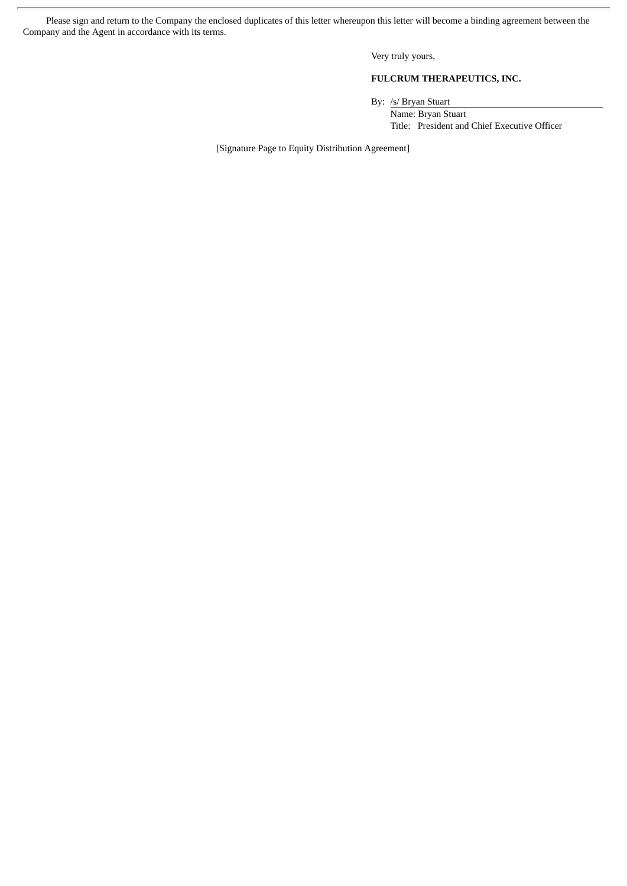Please sign and return to the Company the enclosed duplicates of this letter whereupon this letter will become a binding agreement between the Company and the Agent in accordance with its terms.

Very truly yours,

**FULCRUM THERAPEUTICS, INC.**

By: /s/ Bryan Stuart

Name: Bryan Stuart

Title: President and Chief Executive Officer

[Signature Page to Equity Distribution Agreement]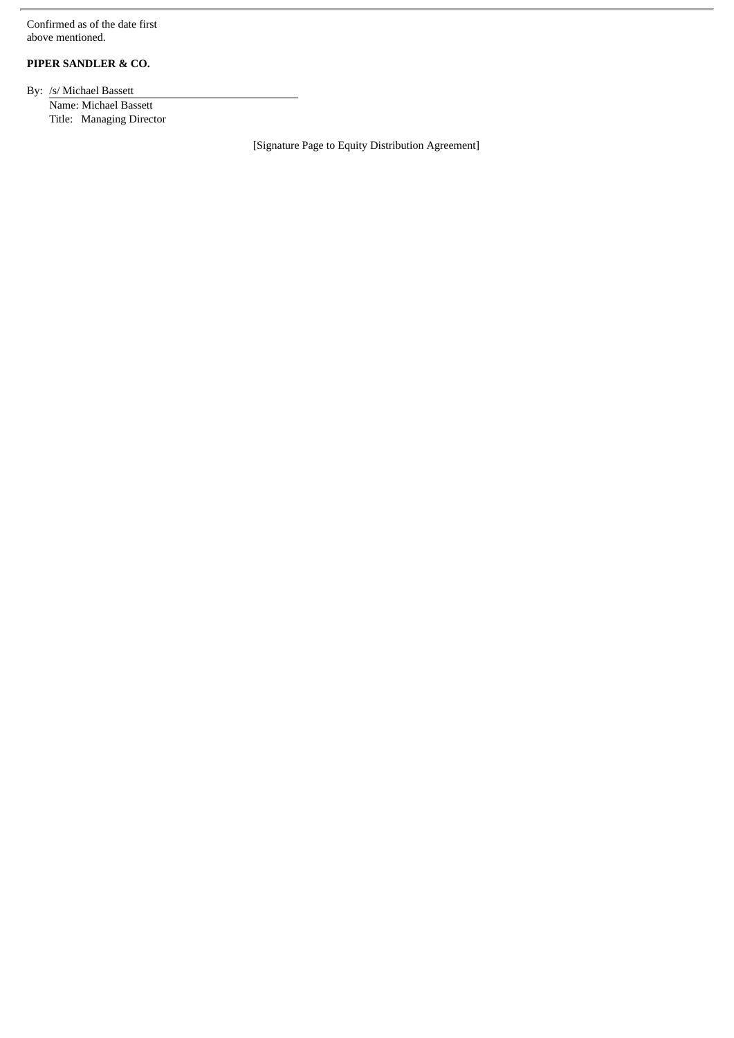Confirmed as of the date first above mentioned.

**PIPER SANDLER & CO.**

By: /s/ Michael Bassett

Name: Michael Bassett

Title: Managing Director

[Signature Page to Equity Distribution Agreement]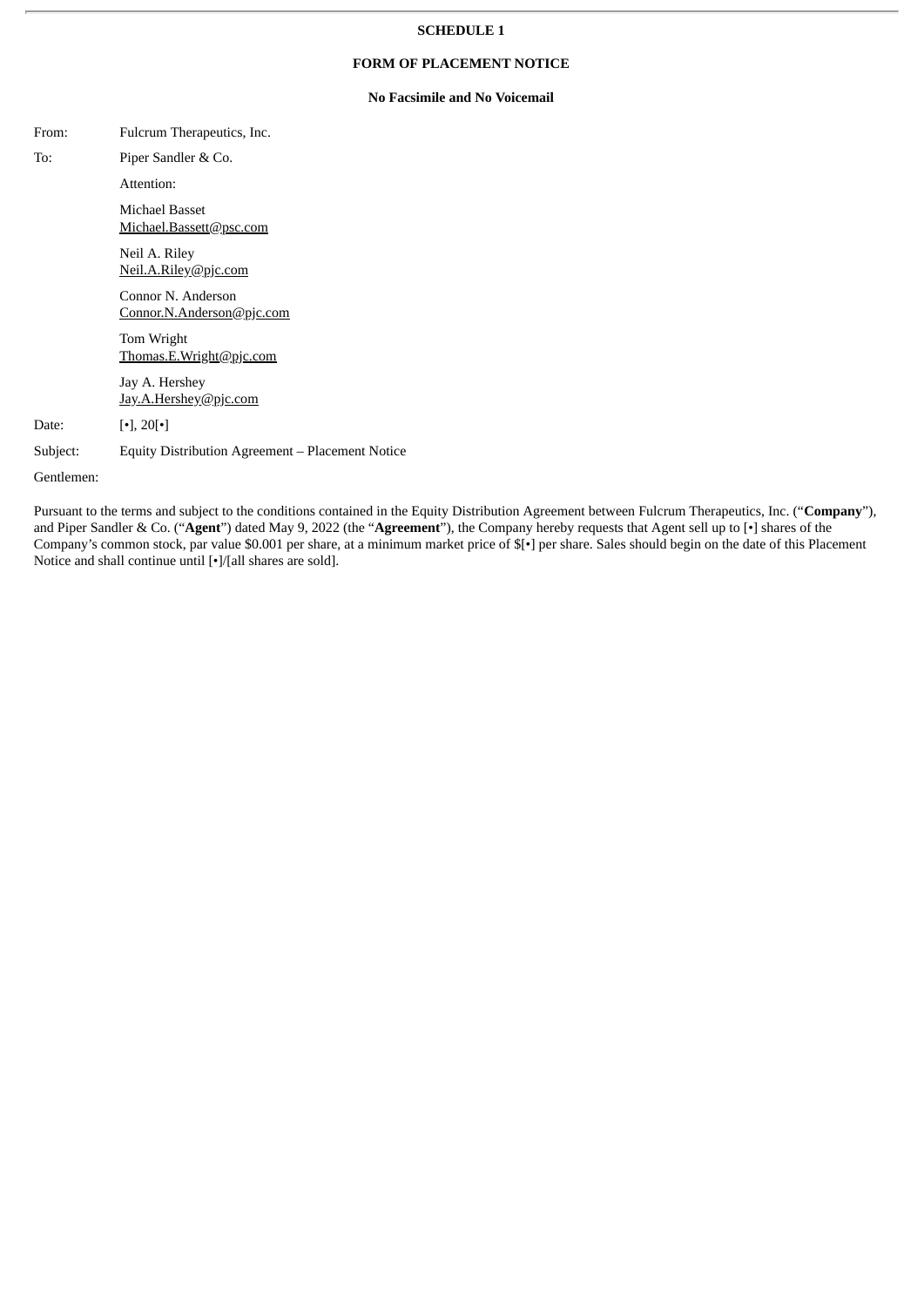**SCHEDULE 1**

**FORM OF PLACEMENT NOTICE**

**No Facsimile and No Voicemail**

From: Fulcrum Therapeutics, Inc.

To: Piper Sandler & Co.

Attention:

Michael Basset
Michael.Bassett@psc.com

Neil A. Riley
Neil.A.Riley@pjc.com

Connor N. Anderson
Connor.N.Anderson@pjc.com

Tom Wright
Thomas.E.Wright@pjc.com

Jay A. Hershey
Jay.A.Hershey@pjc.com

Date: [•], 20[•]

Subject: Equity Distribution Agreement – Placement Notice

Gentlemen:

Pursuant to the terms and subject to the conditions contained in the Equity Distribution Agreement between Fulcrum Therapeutics, Inc. ("**Company**"), and Piper Sandler & Co. ("**Agent**") dated May 9, 2022 (the "**Agreement**"), the Company hereby requests that Agent sell up to [•] shares of the Company's common stock, par value $0.001 per share, at a minimum market price of $[•] per share. Sales should begin on the date of this Placement Notice and shall continue until [•]/[all shares are sold].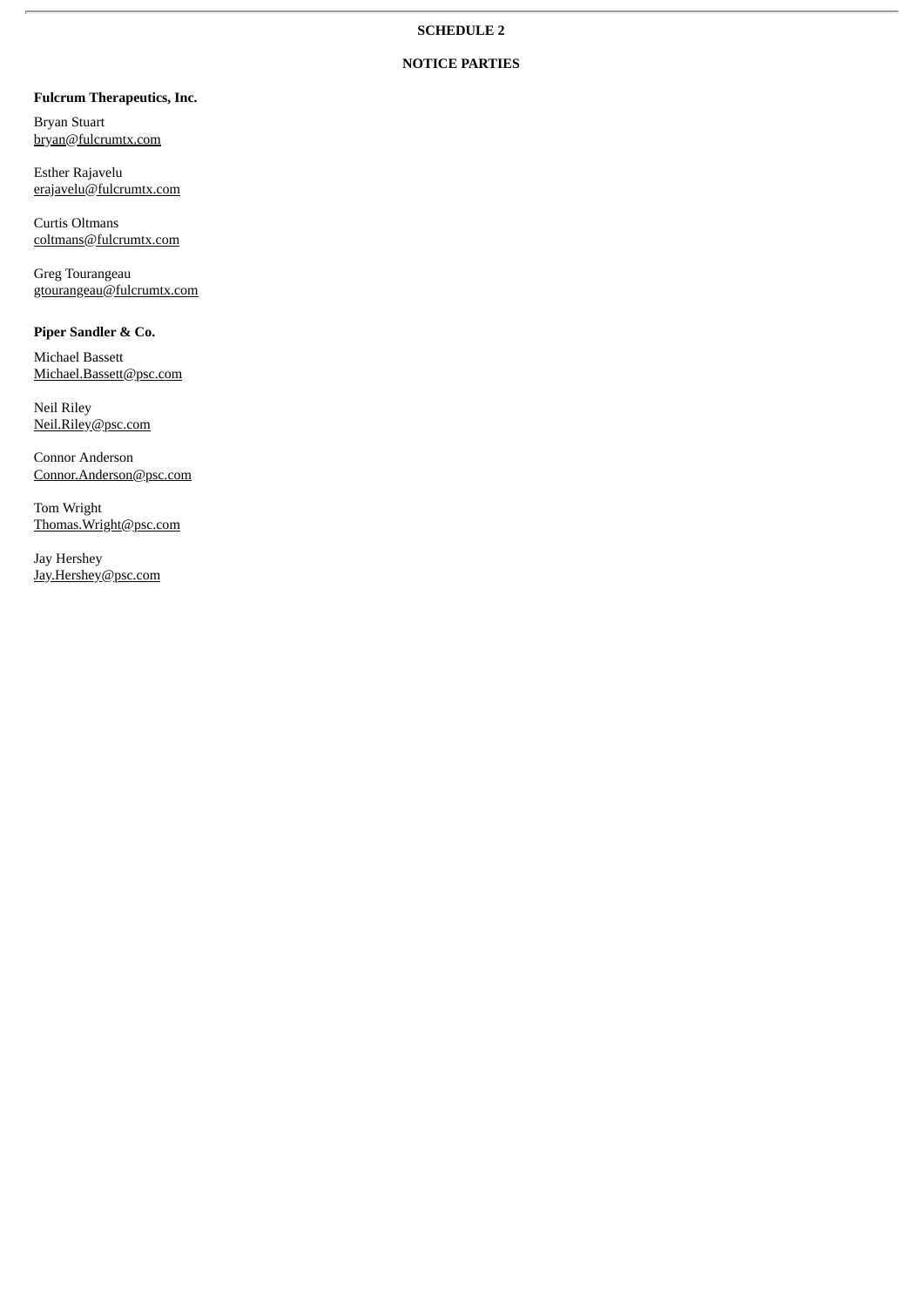**SCHEDULE 2**

**NOTICE PARTIES**

**Fulcrum Therapeutics, Inc.**

Bryan Stuart
bryan@fulcrumtx.com

Esther Rajavelu
erajavelu@fulcrumtx.com

Curtis Oltmans
coltmans@fulcrumtx.com

Greg Tourangeau
gtourangeau@fulcrumtx.com

**Piper Sandler & Co.**

Michael Bassett
Michael.Bassett@psc.com

Neil Riley
Neil.Riley@psc.com

Connor Anderson
Connor.Anderson@psc.com

Tom Wright
Thomas.Wright@psc.com

Jay Hershey
Jay.Hershey@psc.com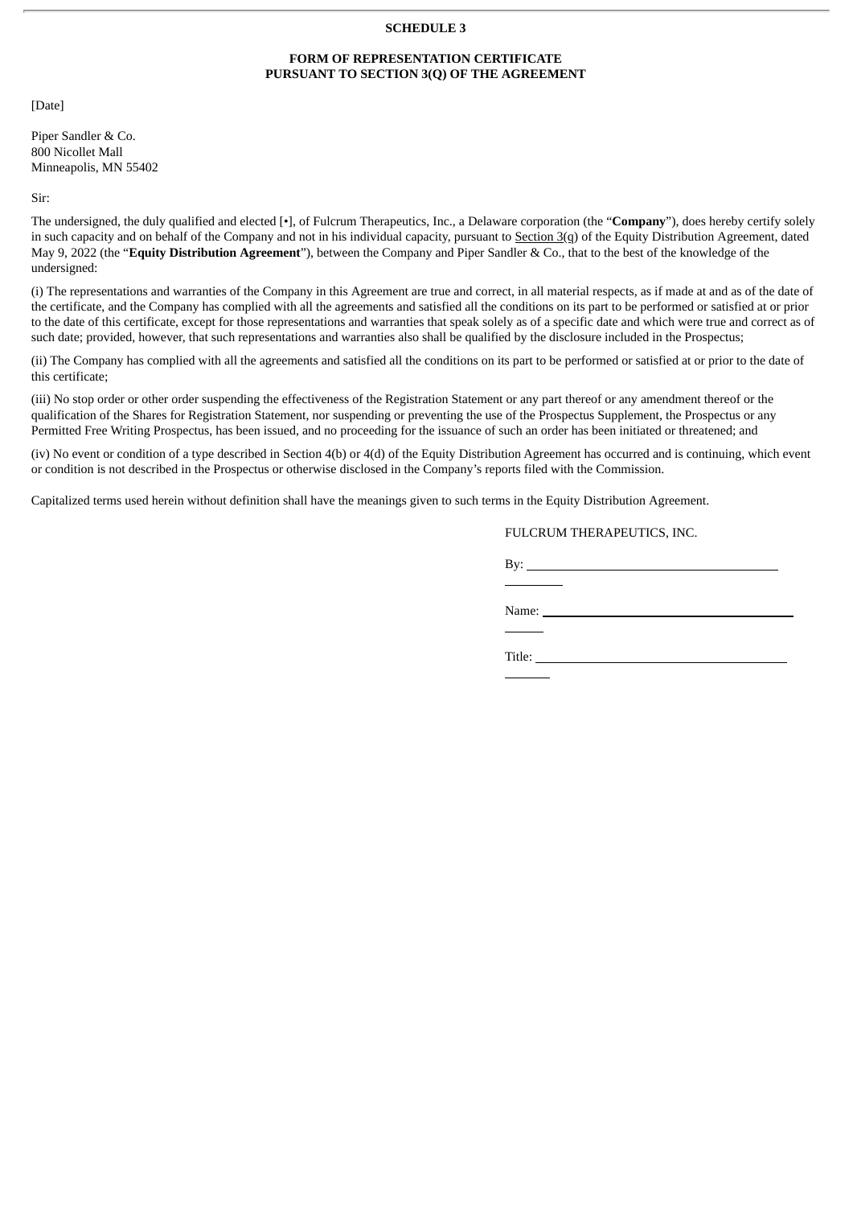**SCHEDULE 3**

**FORM OF REPRESENTATION CERTIFICATE**
**PURSUANT TO SECTION 3(Q) OF THE AGREEMENT**

[Date]

Piper Sandler & Co.
800 Nicollet Mall
Minneapolis, MN 55402

Sir:

The undersigned, the duly qualified and elected [•], of Fulcrum Therapeutics, Inc., a Delaware corporation (the "**Company**"), does hereby certify solely in such capacity and on behalf of the Company and not in his individual capacity, pursuant to Section 3(q) of the Equity Distribution Agreement, dated May 9, 2022 (the "**Equity Distribution Agreement**"), between the Company and Piper Sandler & Co., that to the best of the knowledge of the undersigned:

(i) The representations and warranties of the Company in this Agreement are true and correct, in all material respects, as if made at and as of the date of the certificate, and the Company has complied with all the agreements and satisfied all the conditions on its part to be performed or satisfied at or prior to the date of this certificate, except for those representations and warranties that speak solely as of a specific date and which were true and correct as of such date; provided, however, that such representations and warranties also shall be qualified by the disclosure included in the Prospectus;

(ii) The Company has complied with all the agreements and satisfied all the conditions on its part to be performed or satisfied at or prior to the date of this certificate;

(iii) No stop order or other order suspending the effectiveness of the Registration Statement or any part thereof or any amendment thereof or the qualification of the Shares for Registration Statement, nor suspending or preventing the use of the Prospectus Supplement, the Prospectus or any Permitted Free Writing Prospectus, has been issued, and no proceeding for the issuance of such an order has been initiated or threatened; and

(iv) No event or condition of a type described in Section 4(b) or 4(d) of the Equity Distribution Agreement has occurred and is continuing, which event or condition is not described in the Prospectus or otherwise disclosed in the Company's reports filed with the Commission.

Capitalized terms used herein without definition shall have the meanings given to such terms in the Equity Distribution Agreement.

FULCRUM THERAPEUTICS, INC.

By: \_\_\_\_\_\_\_\_\_\_\_\_\_\_\_\_\_\_\_\_\_\_\_\_\_\_\_\_\_\_\_\_\_\_\_\_

Name: \_\_\_\_\_\_\_\_\_\_\_\_\_\_\_\_\_\_\_\_\_\_\_\_\_\_\_\_\_\_\_\_\_

Title: \_\_\_\_\_\_\_\_\_\_\_\_\_\_\_\_\_\_\_\_\_\_\_\_\_\_\_\_\_\_\_\_\_\_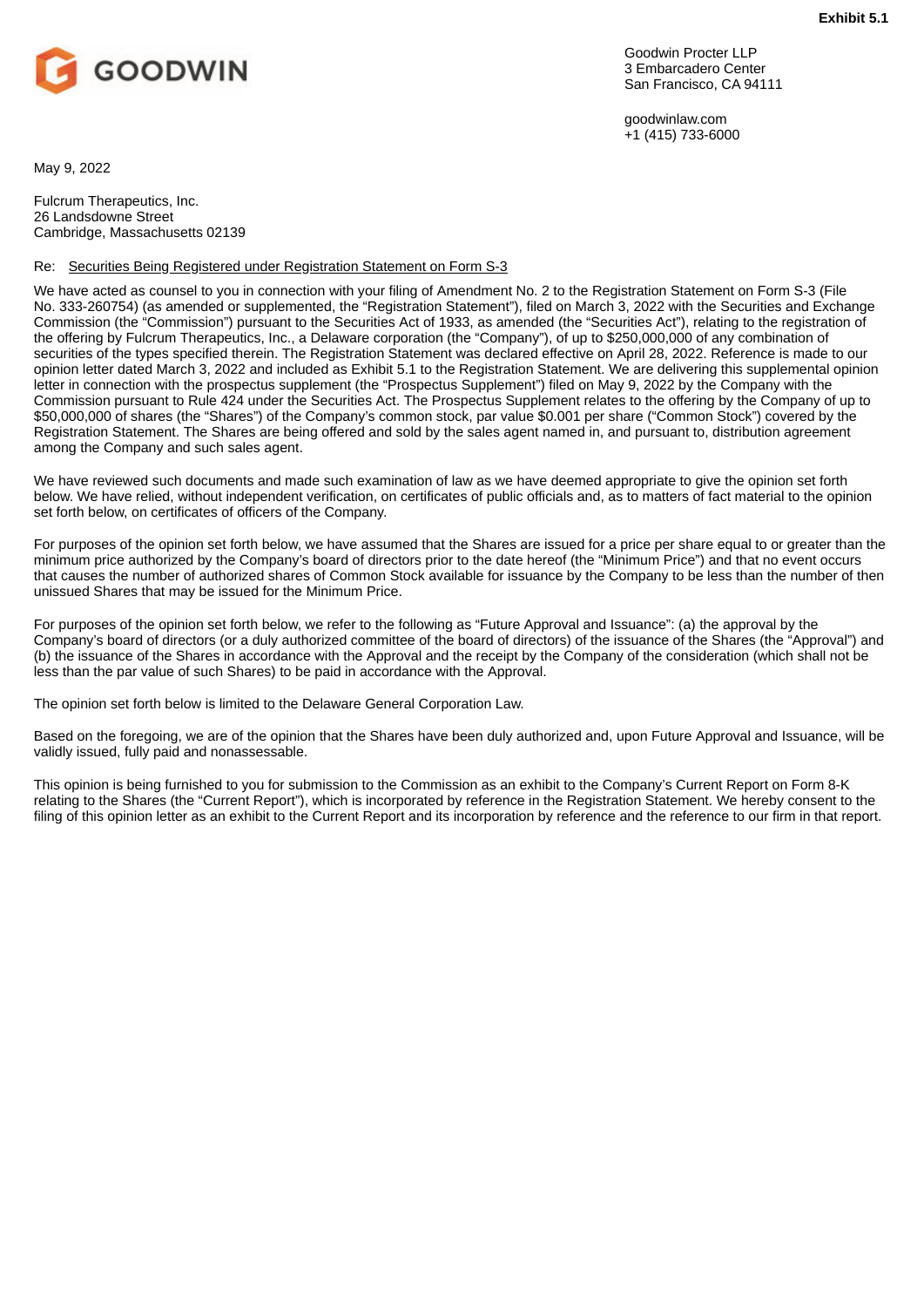**Exhibit 5.1**

GOODWIN

Goodwin Procter LLP
3 Embarcadero Center
San Francisco, CA 94111

goodwinlaw.com
+1 (415) 733-6000

May 9, 2022

Fulcrum Therapeutics, Inc.
26 Landsdowne Street
Cambridge, Massachusetts 02139

Re: Securities Being Registered under Registration Statement on Form S-3

We have acted as counsel to you in connection with your filing of Amendment No. 2 to the Registration Statement on Form S-3 (File No. 333-260754) (as amended or supplemented, the "Registration Statement"), filed on March 3, 2022 with the Securities and Exchange Commission (the "Commission") pursuant to the Securities Act of 1933, as amended (the "Securities Act"), relating to the registration of the offering by Fulcrum Therapeutics, Inc., a Delaware corporation (the "Company"), of up to $250,000,000 of any combination of securities of the types specified therein. The Registration Statement was declared effective on April 28, 2022. Reference is made to our opinion letter dated March 3, 2022 and included as Exhibit 5.1 to the Registration Statement. We are delivering this supplemental opinion letter in connection with the prospectus supplement (the "Prospectus Supplement") filed on May 9, 2022 by the Company with the Commission pursuant to Rule 424 under the Securities Act. The Prospectus Supplement relates to the offering by the Company of up to $50,000,000 of shares (the "Shares") of the Company's common stock, par value $0.001 per share ("Common Stock") covered by the Registration Statement. The Shares are being offered and sold by the sales agent named in, and pursuant to, distribution agreement among the Company and such sales agent.

We have reviewed such documents and made such examination of law as we have deemed appropriate to give the opinion set forth below. We have relied, without independent verification, on certificates of public officials and, as to matters of fact material to the opinion set forth below, on certificates of officers of the Company.

For purposes of the opinion set forth below, we have assumed that the Shares are issued for a price per share equal to or greater than the minimum price authorized by the Company's board of directors prior to the date hereof (the "Minimum Price") and that no event occurs that causes the number of authorized shares of Common Stock available for issuance by the Company to be less than the number of then unissued Shares that may be issued for the Minimum Price.

For purposes of the opinion set forth below, we refer to the following as "Future Approval and Issuance": (a) the approval by the Company's board of directors (or a duly authorized committee of the board of directors) of the issuance of the Shares (the "Approval") and (b) the issuance of the Shares in accordance with the Approval and the receipt by the Company of the consideration (which shall not be less than the par value of such Shares) to be paid in accordance with the Approval.

The opinion set forth below is limited to the Delaware General Corporation Law.

Based on the foregoing, we are of the opinion that the Shares have been duly authorized and, upon Future Approval and Issuance, will be validly issued, fully paid and nonassessable.

This opinion is being furnished to you for submission to the Commission as an exhibit to the Company's Current Report on Form 8-K relating to the Shares (the "Current Report"), which is incorporated by reference in the Registration Statement. We hereby consent to the filing of this opinion letter as an exhibit to the Current Report and its incorporation by reference and the reference to our firm in that report.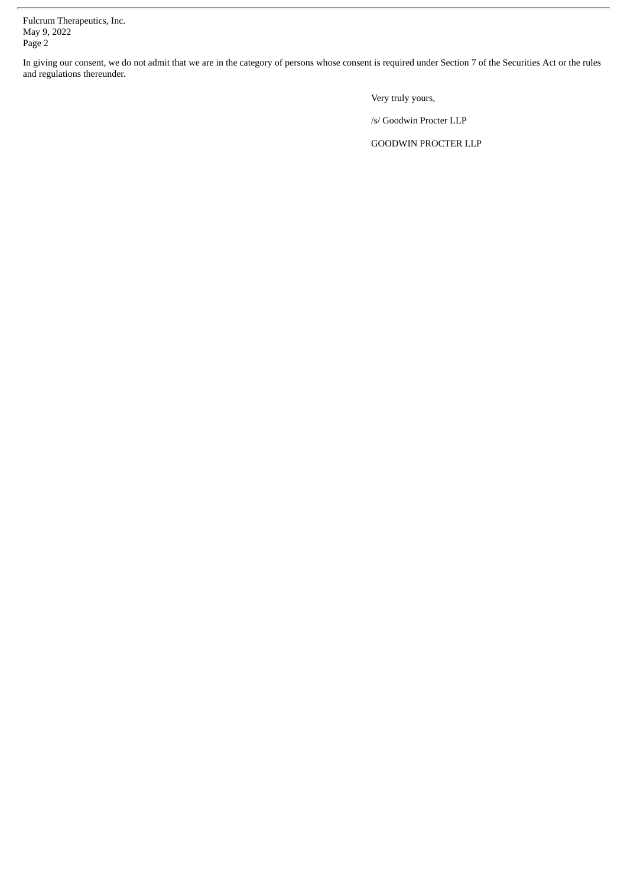In giving our consent, we do not admit that we are in the category of persons whose consent is required under Section 7 of the Securities Act or the rules and regulations thereunder.

Very truly yours,

/s/ Goodwin Procter LLP

GOODWIN PROCTER LLP